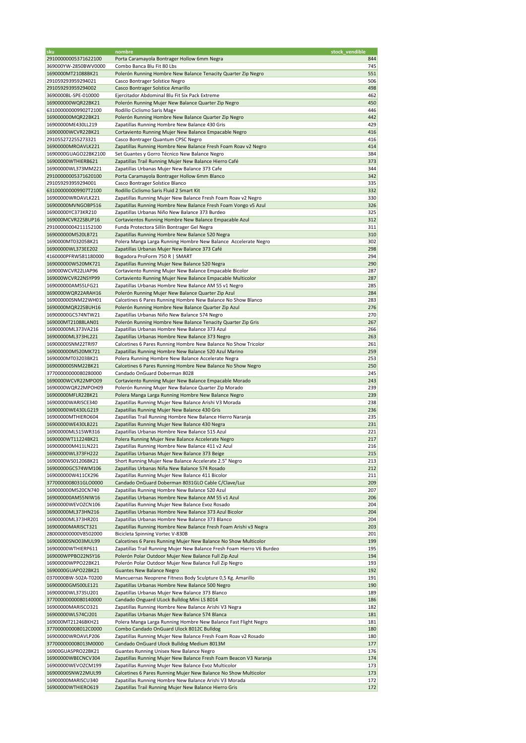| sku | nombre | stock_vendible |
|---|---|---|
| 29100000005371622100 | Porta Caramayola Bontrager Hollow 6mm Negra | 844 |
| 369000YW-2850BWV0000 | Combo Banca Blu Fit 80 Lbs | 745 |
| 1690000MT21088BK21 | Polerón Running Hombre New Balance Tenacity Quarter Zip Negro | 551 |
| 291059293959294021 | Casco Bontrager Solstice Negro | 506 |
| 291059293959294002 | Casco Bontrager Solstice Amarillo | 498 |
| 3690000BL-SPE-010000 | Ejercitador Abdominal Blu Fit Six Pack Extreme | 462 |
| 169000000WQR22BK21 | Polerón Running Mujer New Balance Quarter Zip Negro | 450 |
| 631000000009902T2100 | Rodillo Ciclismo Saris Mag+ | 446 |
| 169000000MQR22BK21 | Polerón Running Hombre New Balance Quarter Zip Negro | 442 |
| 16900000ME430LL219 | Zapatillas Running Hombre New Balance 430 Gris | 429 |
| 16900000WCVR22BK21 | Cortaviento Running Mujer New Balance Empacable Negro | 416 |
| 291055272255273321 | Casco Bontrager Quantum CPSC Negro | 416 |
| 16900000MROAVLK221 | Zapatillas Running Hombre New Balance Fresh Foam Roav v2 Negro | 414 |
| 1690000GUAGO22BK2100 | Set Guantes y Gorro Técnico New Balance Negro | 384 |
| 16900000WTHIERB621 | Zapatillas Trail Running Mujer New Balance Hierro Café | 373 |
| 16900000WL373MM221 | Zapatillas Urbanas Mujer New Balance 373 Cafe | 344 |
| 29100000005371620100 | Porta Caramayola Bontrager Hollow 6mm Blanco | 342 |
| 291059293959294001 | Casco Bontrager Solstice Blanco | 335 |
| 631000000009907T2100 | Rodillo Ciclismo Saris Fluid 2 Smart Kit | 332 |
| 16900000WROAVLK221 | Zapatillas Running Mujer New Balance Fresh Foam Roav v2 Negro | 330 |
| 16900000MVNGOBP516 | Zapatillas Running Hombre New Balance Fresh Foam Vongo v5 Azul | 326 |
| 16900000YC373KR210 | Zapatillas Urbanas Niño New Balance 373 Burdeo | 325 |
| 169000MCVR22SBUP16 | Cortavientos Running Hombre New Balance Empacable Azul | 312 |
| 29100000004211152100 | Funda Protectora Sillín Bontrager Gel Negra | 311 |
| 169000000M520LB721 | Zapatillas Running Hombre New Balance 520 Negra | 310 |
| 1690000MT03205BK21 | Polera Manga Larga Running Hombre New Balance Accelerate Negro | 302 |
| 16900000WL373EE202 | Zapatillas Urbanas Mujer New Balance 373 Café | 298 |
| 4160000PFRW581180000 | Bogadora ProForm 750 R \| SMART | 294 |
| 169000000W520MK721 | Zapatillas Running Mujer New Balance 520 Negra | 290 |
| 169000WCVR22LIAP96 | Cortaviento Running Mujer New Balance Empacable Bicolor | 287 |
| 169000WCVR22NSYP99 | Cortaviento Running Mujer New Balance Empacable Multicolor | 287 |
| 169000000AM55LFG21 | Zapatillas Urbanas Hombre New Balance AM 55 v1 Negro | 285 |
| 1690000WQR22ARAH16 | Polerón Running Mujer New Balance Quarter Zip Azul | 284 |
| 169000000SNM22WH01 | Calcetines 6 Pares Running Hombre New Balance No Show Blanco | 283 |
| 1690000MQR22SBUH16 | Polerón Running Hombre New Balance Quarter Zip Azul | 276 |
| 16900000GC574NTW21 | Zapatillas Urbanas Niño New Balance 574 Negro | 270 |
| 169000MT21088LAN01 | Polerón Running Hombre New Balance Tenacity Quarter Zip Gris | 267 |
| 16900000ML373VA216 | Zapatillas Urbanas Hombre New Balance 373 Azul | 266 |
| 16900000ML373HL221 | Zapatillas Urbanas Hombre New Balance 373 Negro | 263 |
| 16900000SNM22TRI97 | Calcetines 6 Pares Running Hombre New Balance No Show Tricolor | 261 |
| 169000000M520MK721 | Zapatillas Running Hombre New Balance 520 Azul Marino | 259 |
| 1690000MT03203BK21 | Polera Running Hombre New Balance Accelerate Negra | 253 |
| 169000000SNM22BK21 | Calcetines 6 Pares Running Hombre New Balance No Show Negro | 250 |
| 37700000000080280000 | Candado OnGuard Doberman 8028 | 245 |
| 1690000WCVR22MPO09 | Cortaviento Running Mujer New Balance Empacable Morado | 243 |
| 1690000WQR22MPOH09 | Polerón Running Mujer New Balance Quarter Zip Morado | 239 |
| 16900000MFLR22BK21 | Polera Manga Larga Running Hombre New Balance Negro | 239 |
| 16900000WARISCE340 | Zapatillas Running Mujer New Balance Arishi V3 Morada | 238 |
| 16900000WE430LG219 | Zapatillas Running Mujer New Balance 430 Gris | 236 |
| 16900000MTHIERO604 | Zapatillas Trail Running Hombre New Balance Hierro Naranja | 235 |
| 16900000WE430LB221 | Zapatillas Running Mujer New Balance 430 Negra | 231 |
| 16900000ML515WR316 | Zapatillas Urbanas Hombre New Balance 515 Azul | 221 |
| 1690000WT11224BK21 | Polera Running Mujer New Balance Accelerate Negro | 217 |
| 169000000M411LN221 | Zapatillas Running Hombre New Balance 411 v2 Azul | 216 |
| 16900000WL373FH222 | Zapatillas Urbanas Mujer New Balance 373 Beige | 215 |
| 1690000WS01206BK21 | Short Running Mujer New Balance Accelerate 2.5" Negro | 213 |
| 16900000GC574WM106 | Zapatillas Urbanas Niña New Balance 574 Rosado | 212 |
| 169000000W411CK296 | Zapatillas Running Mujer New Balance 411 Bicolor | 211 |
| 3770000008031GLO0000 | Candado OnGuard Doberman 8031GLO Cable C/Clave/Luz | 209 |
| 169000000M520CN740 | Zapatillas Running Hombre New Balance 520 Azul | 207 |
| 169000000AM55NIW16 | Zapatillas Urbanas Hombre New Balance AM 55 v1 Azul | 206 |
| 16900000WEVOZCN106 | Zapatillas Running Mujer New Balance Evoz Rosado | 204 |
| 16900000ML373HN216 | Zapatillas Urbanas Hombre New Balance 373 Azul Bicolor | 204 |
| 16900000ML373HR201 | Zapatillas Urbanas Hombre New Balance 373 Blanco | 204 |
| 16900000MARISCT321 | Zapatillas Running Hombre New Balance Fresh Foam Arishi v3 Negra | 203 |
| 280000000000V8502000 | Bicicleta Spinning Vortec V-830B | 201 |
| 16900000SNO03MUL99 | Calcetines 6 Pares Running Mujer New Balance No Show Multicolor | 199 |
| 16900000WTHIERP611 | Zapatillas Trail Running Mujer New Balance Fresh Foam Hierro V6 Burdeo | 195 |
| 169000WPPBO22NSY16 | Polerón Polar Outdoor Mujer New Balance Full Zip Azul | 194 |
| 16900000WPPO22BK21 | Polerón Polar Outdoor Mujer New Balance Full Zip Negro | 193 |
| 1690000GUAPO22BK21 | Guantes New Balance Negro | 192 |
| 0370000BW-502A-T0200 | Mancuernas Neoprene Fitness Body Sculpture 0,5 Kg. Amarillo | 191 |
| 16900000GM500LE121 | Zapatillas Urbanas Hombre New Balance 500 Negro | 190 |
| 16900000WL373SU201 | Zapatillas Urbanas Mujer New Balance 373 Blanco | 189 |
| 37700000000080140000 | Candado Onguard ULock Bulldog Mini LS 8014 | 186 |
| 16900000MARISCO321 | Zapatillas Running Hombre New Balance Arishi V3 Negra | 182 |
| 16900000WL574CJ201 | Zapatillas Urbanas Mujer New Balance 574 Blanca | 181 |
| 169000MT21246BKH21 | Polera Manga Larga Running Hombre New Balance Fast Flight Negro | 181 |
| 377000000008012C0000 | Combo Candado OnGuard Ulock 8012C Bulldog | 180 |
| 16900000WROAVLP206 | Zapatillas Running Mujer New Balance Fresh Foam Roav v2 Rosado | 180 |
| 377000000008013M0000 | Candado OnGuard Ulock Bulldog Medium 8013M | 177 |
| 16900GUASPRO22BK21 | Guantes Running Unisex New Balance Negro | 176 |
| 16900000WBECNCV304 | Zapatillas Running Mujer New Balance Fresh Foam Beacon V3 Naranja | 174 |
| 16900000WEVOZCM199 | Zapatillas Running Mujer New Balance Evoz Multicolor | 173 |
| 16900000SNW22MUL99 | Calcetines 6 Pares Running Mujer New Balance No Show Multicolor | 173 |
| 16900000MARISCU340 | Zapatillas Running Hombre New Balance Arishi V3 Morada | 172 |
| 16900000WTHIERO619 | Zapatillas Trail Running Mujer New Balance Hierro Gris | 172 |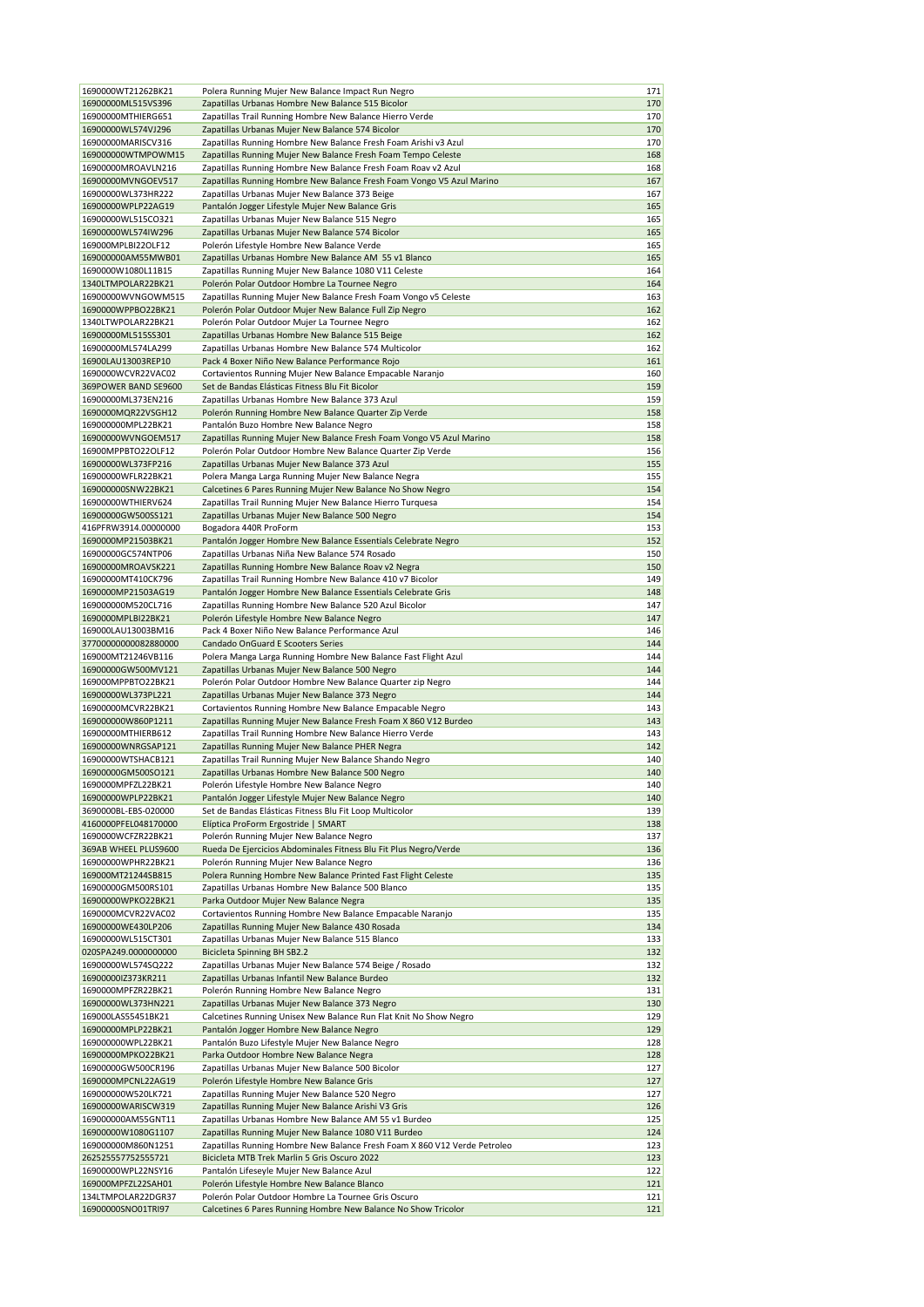| | | |
|---|---|---|
| 1690000WT21262BK21 | Polera Running Mujer New Balance Impact Run Negro | 171 |
| 16900000ML515VS396 | Zapatillas Urbanas Hombre New Balance 515 Bicolor | 170 |
| 16900000MTHIERG651 | Zapatillas Trail Running Hombre New Balance Hierro Verde | 170 |
| 16900000WL574VJ296 | Zapatillas Urbanas Mujer New Balance 574 Bicolor | 170 |
| 16900000MARISCV316 | Zapatillas Running Hombre New Balance Fresh Foam Arishi v3 Azul | 170 |
| 169000000WTMPOWM15 | Zapatillas Running Mujer New Balance Fresh Foam Tempo Celeste | 168 |
| 16900000MROAVLN216 | Zapatillas Running Hombre New Balance Fresh Foam Roav v2 Azul | 168 |
| 16900000MVNGOEV517 | Zapatillas Running Hombre New Balance Fresh Foam Vongo V5 Azul Marino | 167 |
| 16900000WL373HR222 | Zapatillas Urbanas Mujer New Balance 373 Beige | 167 |
| 16900000WPLP22AG19 | Pantalón Jogger Lifestyle Mujer New Balance Gris | 165 |
| 16900000WL515CO321 | Zapatillas Urbanas Mujer New Balance 515 Negro | 165 |
| 16900000WL574IW296 | Zapatillas Urbanas Mujer New Balance 574 Bicolor | 165 |
| 169000MPLBI22OLF12 | Polerón Lifestyle Hombre New Balance Verde | 165 |
| 169000000AM55MWB01 | Zapatillas Urbanas Hombre New Balance AM 55 v1 Blanco | 165 |
| 1690000W1080L11B15 | Zapatillas Running Mujer New Balance 1080 V11 Celeste | 164 |
| 1340LTMPOLAR22BK21 | Polerón Polar Outdoor Hombre La Tournee Negro | 164 |
| 16900000WVNGOWM515 | Zapatillas Running Mujer New Balance Fresh Foam Vongo v5 Celeste | 163 |
| 1690000WPPBO22BK21 | Polerón Polar Outdoor Mujer New Balance Full Zip Negro | 162 |
| 1340LTWPOLAR22BK21 | Polerón Polar Outdoor Mujer La Tournee Negro | 162 |
| 16900000ML515SS301 | Zapatillas Urbanas Hombre New Balance 515 Beige | 162 |
| 16900000ML574LA299 | Zapatillas Urbanas Hombre New Balance 574 Multicolor | 162 |
| 16900LAU13003REP10 | Pack 4 Boxer Niño New Balance Performance Rojo | 161 |
| 1690000WCVR22VAC02 | Cortavientos Running Mujer New Balance Empacable Naranjo | 160 |
| 369POWER BAND SE9600 | Set de Bandas Elásticas Fitness Blu Fit Bicolor | 159 |
| 16900000ML373EN216 | Zapatillas Urbanas Hombre New Balance 373 Azul | 159 |
| 1690000MQR22VSGH12 | Polerón Running Hombre New Balance Quarter Zip Verde | 158 |
| 169000000MPL22BK21 | Pantalón Buzo Hombre New Balance Negro | 158 |
| 16900000WVNGOEM517 | Zapatillas Running Mujer New Balance Fresh Foam Vongo V5 Azul Marino | 158 |
| 16900MPPBTO22OLF12 | Polerón Polar Outdoor Hombre New Balance Quarter Zip Verde | 156 |
| 16900000WL373FP216 | Zapatillas Urbanas Mujer New Balance 373 Azul | 155 |
| 16900000WFLR22BK21 | Polera Manga Larga Running Mujer New Balance Negra | 155 |
| 169000000SNW22BK21 | Calcetines 6 Pares Running Mujer New Balance No Show Negro | 154 |
| 16900000WTHIERV624 | Zapatillas Trail Running Mujer New Balance Hierro Turquesa | 154 |
| 16900000GW500SS121 | Zapatillas Urbanas Mujer New Balance 500 Negro | 154 |
| 416PFRW3914.00000000 | Bogadora 440R ProForm | 153 |
| 1690000MP21503BK21 | Pantalón Jogger Hombre New Balance Essentials Celebrate Negro | 152 |
| 16900000GC574NTP06 | Zapatillas Urbanas Niña New Balance 574 Rosado | 150 |
| 16900000MROAVSK221 | Zapatillas Running Hombre New Balance Roav v2 Negra | 150 |
| 16900000MT410CK796 | Zapatillas Trail Running Hombre New Balance 410 v7 Bicolor | 149 |
| 1690000MP21503AG19 | Pantalón Jogger Hombre New Balance Essentials Celebrate Gris | 148 |
| 169000000M520CL716 | Zapatillas Running Hombre New Balance 520 Azul Bicolor | 147 |
| 1690000MPLBI22BK21 | Polerón Lifestyle Hombre New Balance Negro | 147 |
| 169000LAU13003BM16 | Pack 4 Boxer Niño New Balance Performance Azul | 146 |
| 377000000000882880000 | Candado OnGuard E Scooters Series | 144 |
| 169000MT21246VB116 | Polera Manga Larga Running Hombre New Balance Fast Flight Azul | 144 |
| 16900000GW500MV121 | Zapatillas Urbanas Mujer New Balance 500 Negro | 144 |
| 169000MPPBTO22BK21 | Polerón Polar Outdoor Hombre New Balance Quarter zip Negro | 144 |
| 16900000WL373PL221 | Zapatillas Urbanas Mujer New Balance 373 Negro | 144 |
| 16900000MCVR22BK21 | Cortavientos Running Hombre New Balance Empacable Negro | 143 |
| 169000000W860P1211 | Zapatillas Running Mujer New Balance Fresh Foam X 860 V12 Burdeo | 143 |
| 16900000MTHIERB612 | Zapatillas Trail Running Hombre New Balance Hierro Verde | 143 |
| 16900000WNRGSAP121 | Zapatillas Running Mujer New Balance PHER Negra | 142 |
| 16900000WTSHACB121 | Zapatillas Trail Running Mujer New Balance Shando Negro | 140 |
| 16900000GM500SO121 | Zapatillas Urbanas Hombre New Balance 500 Negro | 140 |
| 1690000MPFZL22BK21 | Polerón Lifestyle Hombre New Balance Negro | 140 |
| 16900000WPLP22BK21 | Pantalón Jogger Lifestyle Mujer New Balance Negro | 140 |
| 3690000BL-EBS-020000 | Set de Bandas Elásticas Fitness Blu Fit Loop Multicolor | 139 |
| 4160000PFEL048170000 | Elíptica ProForm Ergostride \| SMART | 138 |
| 1690000WCFZR22BK21 | Polerón Running Mujer New Balance Negro | 137 |
| 369AB WHEEL PLUS9600 | Rueda De Ejercicios Abdominales Fitness Blu Fit Plus Negro/Verde | 136 |
| 16900000WPHR22BK21 | Polerón Running Mujer New Balance Negro | 136 |
| 169000MT21244SB815 | Polera Running Hombre New Balance Printed Fast Flight Celeste | 135 |
| 16900000GM500RS101 | Zapatillas Urbanas Hombre New Balance 500 Blanco | 135 |
| 16900000WPKO22BK21 | Parka Outdoor Mujer New Balance Negra | 135 |
| 1690000MCVR22VAC02 | Cortavientos Running Hombre New Balance Empacable Naranjo | 135 |
| 16900000WE430LP206 | Zapatillas Running Mujer New Balance 430 Rosada | 134 |
| 16900000WL515CT301 | Zapatillas Urbanas Mujer New Balance 515 Blanco | 133 |
| 020SPA249.0000000000 | Bicicleta Spinning BH SB2.2 | 132 |
| 16900000WL574SQ222 | Zapatillas Urbanas Mujer New Balance 574 Beige / Rosado | 132 |
| 16900000IZ373KR211 | Zapatillas Urbanas Infantil New Balance Burdeo | 132 |
| 1690000MPFZR22BK21 | Polerón Running Hombre New Balance Negro | 131 |
| 16900000WL373HN221 | Zapatillas Urbanas Mujer New Balance 373 Negro | 130 |
| 169000LAS55451BK21 | Calcetines Running Unisex New Balance Run Flat Knit No Show Negro | 129 |
| 16900000MPLP22BK21 | Pantalón Jogger Hombre New Balance Negro | 129 |
| 169000000WPL22BK21 | Pantalón Buzo Lifestyle Mujer New Balance Negro | 128 |
| 16900000MPKO22BK21 | Parka Outdoor Hombre New Balance Negra | 128 |
| 16900000GW500CR196 | Zapatillas Urbanas Mujer New Balance 500 Bicolor | 127 |
| 1690000MPCNL22AG19 | Polerón Lifestyle Hombre New Balance Gris | 127 |
| 169000000W520LK721 | Zapatillas Running Mujer New Balance 520 Negro | 127 |
| 16900000WARISCW319 | Zapatillas Running Mujer New Balance Arishi V3 Gris | 126 |
| 169000000AM55GNT11 | Zapatillas Urbanas Hombre New Balance AM 55 v1 Burdeo | 125 |
| 16900000W1080G1107 | Zapatillas Running Mujer New Balance 1080 V11 Burdeo | 124 |
| 169000000M860N1251 | Zapatillas Running Hombre New Balance Fresh Foam X 860 V12 Verde Petroleo | 123 |
| 262525557752555721 | Bicicleta MTB Trek Marlin 5 Gris Oscuro 2022 | 123 |
| 16900000WPL22NSY16 | Pantalón Lifeseyle Mujer New Balance Azul | 122 |
| 169000MPFZL22SAH01 | Polerón Lifestyle Hombre New Balance Blanco | 121 |
| 134LTMPOLAR22DGR37 | Polerón Polar Outdoor Hombre La Tournee Gris Oscuro | 121 |
| 16900000SNO01TRI97 | Calcetines 6 Pares Running Hombre New Balance No Show Tricolor | 121 |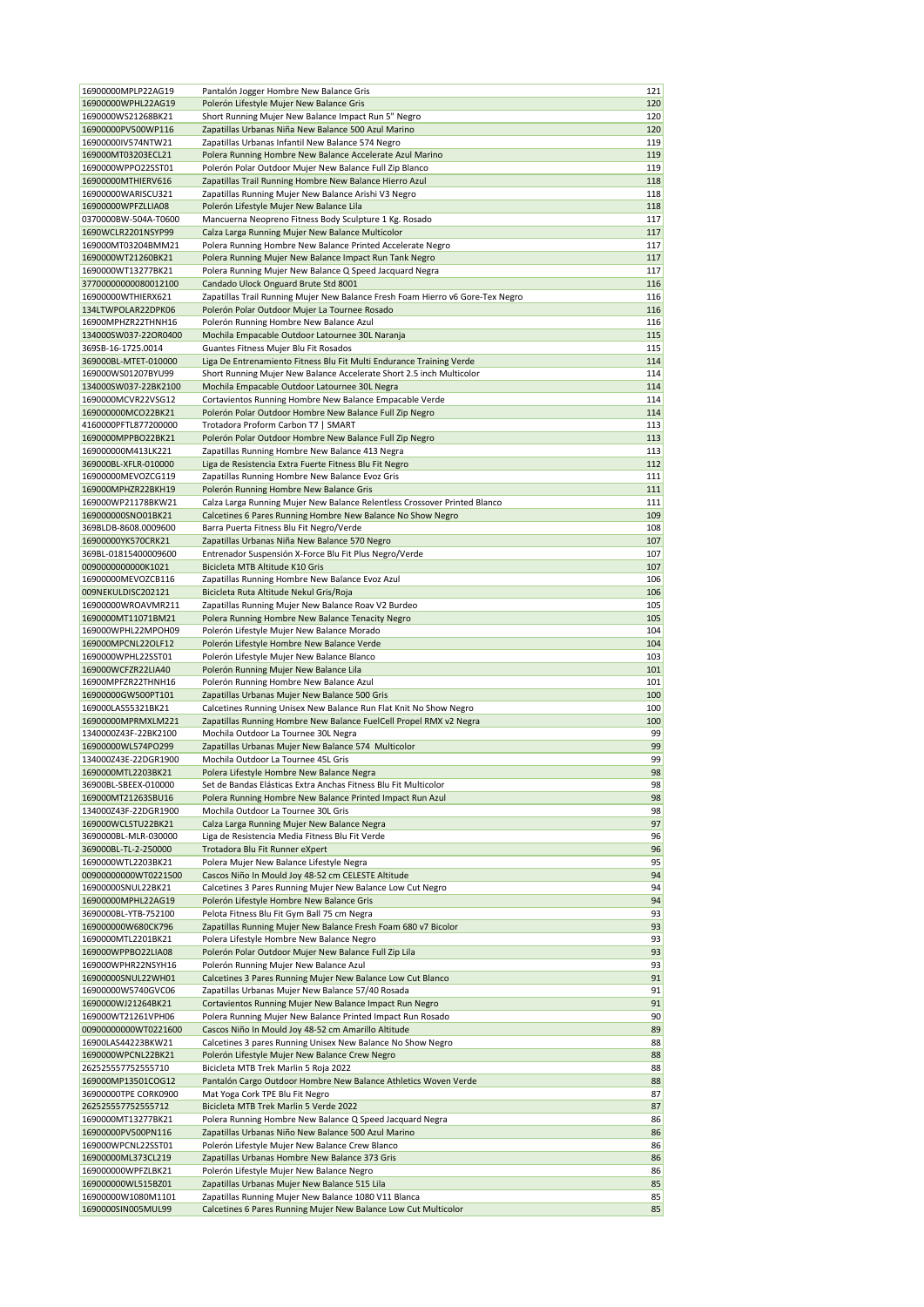| | | |
|---|---|---|
| 16900000MPLP22AG19 | Pantalón Jogger Hombre New Balance Gris | 121 |
| 16900000WPHL22AG19 | Polerón Lifestyle Mujer New Balance Gris | 120 |
| 1690000WS21268BK21 | Short Running Mujer New Balance Impact Run 5" Negro | 120 |
| 16900000PV500WP116 | Zapatillas Urbanas Niña New Balance 500 Azul Marino | 120 |
| 16900000IV574NTW21 | Zapatillas Urbanas Infantil New Balance 574 Negro | 119 |
| 169000MT03203ECL21 | Polera Running Hombre New Balance Accelerate Azul Marino | 119 |
| 1690000WPPO22SST01 | Polerón Polar Outdoor Mujer New Balance Full Zip Blanco | 119 |
| 16900000MTHIERV616 | Zapatillas Trail Running Hombre New Balance Hierro Azul | 118 |
| 16900000WARISCU321 | Zapatillas Running Mujer New Balance Arishi V3 Negro | 118 |
| 16900000WPFZLLIA08 | Polerón Lifestyle Mujer New Balance Lila | 118 |
| 0370000BW-504A-T0600 | Mancuerna Neopreno Fitness Body Sculpture 1 Kg. Rosado | 117 |
| 1690WCLR2201NSYP99 | Calza Larga Running Mujer New Balance Multicolor | 117 |
| 169000MT03204BMM21 | Polera Running Hombre New Balance Printed Accelerate Negro | 117 |
| 1690000WT21260BK21 | Polera Running Mujer New Balance Impact Run Tank Negro | 117 |
| 1690000WT13277BK21 | Polera Running Mujer New Balance Q Speed Jacquard Negra | 117 |
| 37700000000080012100 | Candado Ulock Onguard Brute Std 8001 | 116 |
| 16900000WTHIERX621 | Zapatillas Trail Running Mujer New Balance Fresh Foam Hierro v6 Gore-Tex Negro | 116 |
| 134LTWPOLAR22DPK06 | Polerón Polar Outdoor Mujer La Tournee Rosado | 116 |
| 16900MPHZR22THNH16 | Polerón Running Hombre New Balance Azul | 116 |
| 134000SW037-22OR0400 | Mochila Empacable Outdoor Latournee 30L Naranja | 115 |
| 369SB-16-1725.0014 | Guantes Fitness Mujer Blu Fit Rosados | 115 |
| 369000BL-MTET-010000 | Liga De Entrenamiento Fitness Blu Fit Multi Endurance Training Verde | 114 |
| 169000WS01207BYU99 | Short Running Mujer New Balance Accelerate Short 2.5 inch Multicolor | 114 |
| 134000SW037-22BK2100 | Mochila Empacable Outdoor Latournee 30L Negra | 114 |
| 1690000MCVR22VSG12 | Cortavientos Running Hombre New Balance Empacable Verde | 114 |
| 169000000MCO22BK21 | Polerón Polar Outdoor Hombre New Balance Full Zip Negro | 114 |
| 4160000PFTL877200000 | Trotadora Proform Carbon T7 \| SMART | 113 |
| 1690000MPPBO22BK21 | Polerón Polar Outdoor Hombre New Balance Full Zip Negro | 113 |
| 169000000M413LK221 | Zapatillas Running Hombre New Balance 413 Negra | 113 |
| 369000BL-XFLR-010000 | Liga de Resistencia Extra Fuerte Fitness Blu Fit Negro | 112 |
| 16900000MEVOZCG119 | Zapatillas Running Hombre New Balance Evoz Gris | 111 |
| 169000MPHZR22BKH19 | Polerón Running Hombre New Balance Gris | 111 |
| 169000WP21178BKW21 | Calza Larga Running Mujer New Balance Relentless Crossover Printed Blanco | 111 |
| 169000000SNO01BK21 | Calcetines 6 Pares Running Hombre New Balance No Show Negro | 109 |
| 369BLDB-8608.0009600 | Barra Puerta Fitness Blu Fit Negro/Verde | 108 |
| 16900000YK570CRK21 | Zapatillas Urbanas Niña New Balance 570 Negro | 107 |
| 369BL-01815400009600 | Entrenador Suspensión X-Force Blu Fit Plus Negro/Verde | 107 |
| 00900000000000K1021 | Bicicleta MTB Altitude K10 Gris | 107 |
| 16900000MEVOZCB116 | Zapatillas Running Hombre New Balance Evoz Azul | 106 |
| 009NEKULDISC202121 | Bicicleta Ruta Altitude Nekul Gris/Roja | 106 |
| 16900000WROAVMR211 | Zapatillas Running Mujer New Balance Roav V2 Burdeo | 105 |
| 1690000MT11071BM21 | Polera Running Hombre New Balance Tenacity Negro | 105 |
| 169000WPHL22MPOH09 | Polerón Lifestyle Mujer New Balance Morado | 104 |
| 169000MPCNL22OLF12 | Polerón Lifestyle Hombre New Balance Verde | 104 |
| 1690000WPHL22SST01 | Polerón Lifestyle Mujer New Balance Blanco | 103 |
| 169000WCFZR22LIA40 | Polerón Running Mujer New Balance Lila | 101 |
| 16900MPFZR22THNH16 | Polerón Running Hombre New Balance Azul | 101 |
| 16900000GW500PT101 | Zapatillas Urbanas Mujer New Balance 500 Gris | 100 |
| 169000LAS55321BK21 | Calcetines Running Unisex New Balance Run Flat Knit No Show Negro | 100 |
| 16900000MPRMXLM221 | Zapatillas Running Hombre New Balance FuelCell Propel RMX v2 Negra | 100 |
| 1340000Z43F-22BK2100 | Mochila Outdoor La Tournee 30L Negra | 99 |
| 16900000WL574PO299 | Zapatillas Urbanas Mujer New Balance 574 Multicolor | 99 |
| 134000Z43E-22DGR1900 | Mochila Outdoor La Tournee 45L Gris | 99 |
| 1690000MTL2203BK21 | Polera Lifestyle Hombre New Balance Negra | 98 |
| 36900BL-SBEEX-010000 | Set de Bandas Elásticas Extra Anchas Fitness Blu Fit Multicolor | 98 |
| 169000MT21263SBU16 | Polera Running Hombre New Balance Printed Impact Run Azul | 98 |
| 134000Z43F-22DGR1900 | Mochila Outdoor La Tournee 30L Gris | 98 |
| 169000WCLSTU22BK21 | Calza Larga Running Mujer New Balance Negra | 97 |
| 3690000BL-MLR-030000 | Liga de Resistencia Media Fitness Blu Fit Verde | 96 |
| 369000BL-TL-2-250000 | Trotadora Blu Fit Runner eXpert | 96 |
| 1690000WTL2203BK21 | Polera Mujer New Balance Lifestyle Negra | 95 |
| 00900000000WT0221500 | Cascos Niño In Mould Joy 48-52 cm CELESTE Altitude | 94 |
| 16900000SNUL22BK21 | Calcetines 3 Pares Running Mujer New Balance Low Cut Negro | 94 |
| 16900000MPHL22AG19 | Polerón Lifestyle Hombre New Balance Gris | 94 |
| 3690000BL-YTB-752100 | Pelota Fitness Blu Fit Gym Ball 75 cm Negra | 93 |
| 169000000W680CK796 | Zapatillas Running Mujer New Balance Fresh Foam 680 v7 Bicolor | 93 |
| 1690000MTL2201BK21 | Polera Lifestyle Hombre New Balance Negro | 93 |
| 169000WPPBO22LIA08 | Polerón Polar Outdoor Mujer New Balance Full Zip Lila | 93 |
| 169000WPHR22NSYH16 | Polerón Running Mujer New Balance Azul | 93 |
| 16900000SNUL22WH01 | Calcetines 3 Pares Running Mujer New Balance Low Cut Blanco | 91 |
| 16900000W5740GVC06 | Zapatillas Urbanas Mujer New Balance 57/40 Rosada | 91 |
| 1690000WJ21264BK21 | Cortavientos Running Mujer New Balance Impact Run Negro | 91 |
| 169000WT21261VPH06 | Polera Running Mujer New Balance Printed Impact Run Rosado | 90 |
| 00900000000WT0221600 | Cascos Niño In Mould Joy 48-52 cm Amarillo Altitude | 89 |
| 16900LAS44223BKW21 | Calcetines 3 pares Running Unisex New Balance No Show Negro | 88 |
| 1690000WPCNL22BK21 | Polerón Lifestyle Mujer New Balance Crew Negro | 88 |
| 262525557752555710 | Bicicleta MTB Trek Marlin 5 Roja 2022 | 88 |
| 169000MP13501COG12 | Pantalón Cargo Outdoor Hombre New Balance Athletics Woven Verde | 88 |
| 36900000TPE CORK0900 | Mat Yoga Cork TPE Blu Fit Negro | 87 |
| 262525557752555712 | Bicicleta MTB Trek Marlin 5 Verde 2022 | 87 |
| 1690000MT13277BK21 | Polera Running Hombre New Balance Q Speed Jacquard Negra | 86 |
| 16900000PV500PN116 | Zapatillas Urbanas Niño New Balance 500 Azul Marino | 86 |
| 169000WPCNL22SST01 | Polerón Lifestyle Mujer New Balance Crew Blanco | 86 |
| 16900000ML373CL219 | Zapatillas Urbanas Hombre New Balance 373 Gris | 86 |
| 169000000WPFZLBK21 | Polerón Lifestyle Mujer New Balance Negro | 86 |
| 169000000WL515BZ01 | Zapatillas Urbanas Mujer New Balance 515 Lila | 85 |
| 16900000W1080M1101 | Zapatillas Running Mujer New Balance 1080 V11 Blanca | 85 |
| 1690000SIN005MUL99 | Calcetines 6 Pares Running Mujer New Balance Low Cut Multicolor | 85 |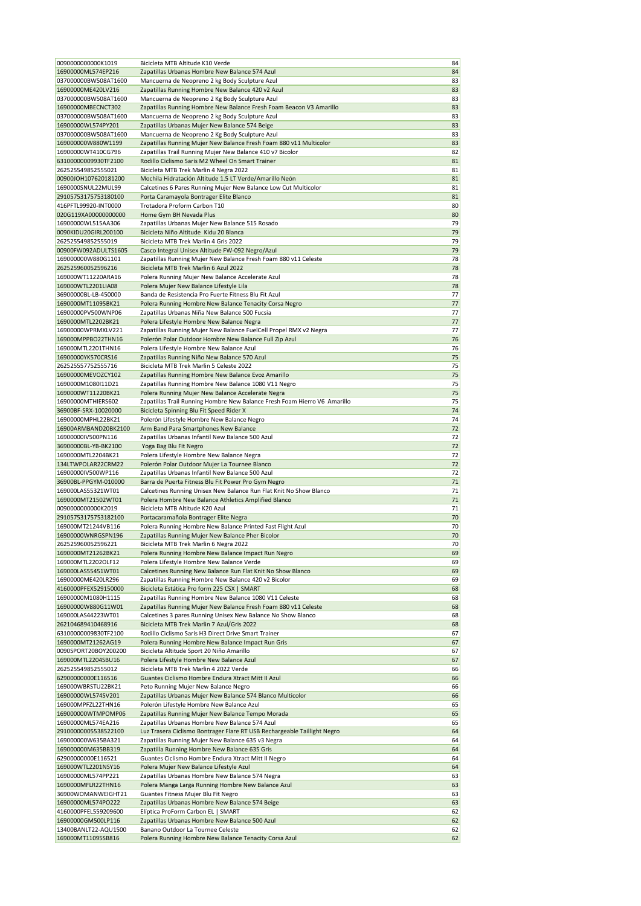| | | |
|---|---|---|
| 0090000000000K1019 | Bicicleta MTB Altitude K10 Verde | 84 |
| 16900000ML574EP216 | Zapatillas Urbanas Hombre New Balance 574 Azul | 84 |
| 037000000BW508AT1600 | Mancuerna de Neopreno 2 kg Body Sculpture Azul | 83 |
| 16900000ME420LV216 | Zapatillas Running Hombre New Balance 420 v2 Azul | 83 |
| 037000000BW508AT1600 | Mancuerna de Neopreno 2 Kg Body Sculpture Azul | 83 |
| 16900000MBECNCT302 | Zapatillas Running Hombre New Balance Fresh Foam Beacon V3 Amarillo | 83 |
| 037000000BW508AT1600 | Mancuerna de Neopreno 2 kg Body Sculpture Azul | 83 |
| 16900000WL574PY201 | Zapatillas Urbanas Mujer New Balance 574 Beige | 83 |
| 037000000BW508AT1600 | Mancuerna de Neopreno 2 Kg Body Sculpture Azul | 83 |
| 169000000W880W1199 | Zapatillas Running Mujer New Balance Fresh Foam 880 v11 Multicolor | 83 |
| 16900000WT410CG796 | Zapatillas Trail Running Mujer New Balance 410 v7 Bicolor | 82 |
| 63100000009930TF2100 | Rodillo Ciclismo Saris M2 Wheel On Smart Trainer | 81 |
| 262525549852555021 | Bicicleta MTB Trek Marlin 4 Negra 2022 | 81 |
| 00900JOH107620181200 | Mochila Hidratación Altitude 1.5 LT Verde/Amarillo Neón | 81 |
| 1690000SNUL22MUL99 | Calcetines 6 Pares Running Mujer New Balance Low Cut Multicolor | 81 |
| 29105753175753180100 | Porta Caramayola Bontrager Elite Blanco | 81 |
| 416PFTL99920-INT0000 | Trotadora Proform Carbon T10 | 80 |
| 020G119XA00000000000 | Home Gym BH Nevada Plus | 80 |
| 16900000WL515AA306 | Zapatillas Urbanas Mujer New Balance 515 Rosado | 79 |
| 0090KIDU20GIRL200100 | Bicicleta Niño Altitude Kidu 20 Blanca | 79 |
| 262525549852555019 | Bicicleta MTB Trek Marlin 4 Gris 2022 | 79 |
| 00900FW092ADULTS1605 | Casco Integral Unisex Altitude FW-092 Negro/Azul | 79 |
| 169000000W880G1101 | Zapatillas Running Mujer New Balance Fresh Foam 880 v11 Celeste | 78 |
| 262525960052596216 | Bicicleta MTB Trek Marlin 6 Azul 2022 | 78 |
| 169000WT11220ARA16 | Polera Running Mujer New Balance Accelerate Azul | 78 |
| 169000WTL2201LIA08 | Polera Mujer New Balance Lifestyle Lila | 78 |
| 36900000BL-LB-450000 | Banda de Resistencia Pro Fuerte Fitness Blu Fit Azul | 77 |
| 1690000MT11095BK21 | Polera Running Hombre New Balance Tenacity Corsa Negro | 77 |
| 16900000PV500WNP06 | Zapatillas Urbanas Niña New Balance 500 Fucsia | 77 |
| 1690000MTL2202BK21 | Polera Lifestyle Hombre New Balance Negra | 77 |
| 16900000WPRMXLV221 | Zapatillas Running Mujer New Balance FuelCell Propel RMX v2 Negra | 77 |
| 169000MPPBO22THN16 | Polerón Polar Outdoor Hombre New Balance Full Zip Azul | 76 |
| 169000MTL2201THN16 | Polera Lifestyle Hombre New Balance Azul | 76 |
| 16900000YK570CRS16 | Zapatillas Running Niño New Balance 570 Azul | 75 |
| 262525557752555716 | Bicicleta MTB Trek Marlin 5 Celeste 2022 | 75 |
| 16900000MEVOZCY102 | Zapatillas Running Hombre New Balance Evoz Amarillo | 75 |
| 1690000M1080I11D21 | Zapatillas Running Hombre New Balance 1080 V11 Negro | 75 |
| 1690000WT11220BK21 | Polera Running Mujer New Balance Accelerate Negra | 75 |
| 16900000MTHIERS602 | Zapatillas Trail Running Hombre New Balance Fresh Foam Hierro V6 Amarillo | 75 |
| 36900BF-SRX-10020000 | Bicicleta Spinning Blu Fit Speed Rider X | 74 |
| 16900000MPHL22BK21 | Polerón Lifestyle Hombre New Balance Negro | 74 |
| 16900ARMBAND20BK2100 | Arm Band Para Smartphones New Balance | 72 |
| 16900000IV500PN116 | Zapatillas Urbanas Infantil New Balance 500 Azul | 72 |
| 36900000BL-YB-BK2100 | Yoga Bag Blu Fit Negro | 72 |
| 1690000MTL2204BK21 | Polera Lifestyle Hombre New Balance Negra | 72 |
| 134LTWPOLAR22CRM22 | Polerón Polar Outdoor Mujer La Tournee Blanco | 72 |
| 16900000IV500WP116 | Zapatillas Urbanas Infantil New Balance 500 Azul | 72 |
| 36900BL-PPGYM-010000 | Barra de Puerta Fitness Blu Fit Power Pro Gym Negro | 71 |
| 169000LAS55321WT01 | Calcetines Running Unisex New Balance Run Flat Knit No Show Blanco | 71 |
| 1690000MT21502WT01 | Polera Hombre New Balance Athletics Amplified Blanco | 71 |
| 0090000000000K2019 | Bicicleta MTB Altitude K20 Azul | 71 |
| 29105753175753182100 | Portacaramañola Bontrager Elite Negra | 70 |
| 169000MT21244VB116 | Polera Running Hombre New Balance Printed Fast Flight Azul | 70 |
| 16900000WNRGSPN196 | Zapatillas Running Mujer New Balance Pher Bicolor | 70 |
| 262525960052596221 | Bicicleta MTB Trek Marlin 6 Negra 2022 | 70 |
| 1690000MT21262BK21 | Polera Running Hombre New Balance Impact Run Negro | 69 |
| 169000MTL2202OLF12 | Polera Lifestyle Hombre New Balance Verde | 69 |
| 169000LAS55451WT01 | Calcetines Running New Balance Run Flat Knit No Show Blanco | 69 |
| 16900000ME420LR296 | Zapatillas Running Hombre New Balance 420 v2 Bicolor | 69 |
| 4160000PFEX529150000 | Bicicleta Estática Pro form 225 CSX \| SMART | 68 |
| 16900000M1080H1115 | Zapatillas Running Hombre New Balance 1080 V11 Celeste | 68 |
| 16900000W880G11W01 | Zapatillas Running Mujer New Balance Fresh Foam 880 v11 Celeste | 68 |
| 169000LAS44223WT01 | Calcetines 3 pares Running Unisex New Balance No Show Blanco | 68 |
| 262104689410468916 | Bicicleta MTB Trek Marlin 7 Azul/Gris 2022 | 68 |
| 63100000009830TF2100 | Rodillo Ciclismo Saris H3 Direct Drive Smart Trainer | 67 |
| 1690000MT21262AG19 | Polera Running Hombre New Balance Impact Run Gris | 67 |
| 0090SPORT20BOY200200 | Bicicleta Altitude Sport 20 Niño Amarillo | 67 |
| 169000MTL2204SBU16 | Polera Lifestyle Hombre New Balance Azul | 67 |
| 262525549852555012 | Bicicleta MTB Trek Marlin 4 2022 Verde | 66 |
| 62900000000E116516 | Guantes Ciclismo Hombre Endura Xtract Mitt II Azul | 66 |
| 169000WBRSTU22BK21 | Peto Running Mujer New Balance Negro | 66 |
| 16900000WL574SV201 | Zapatillas Urbanas Mujer New Balance 574 Blanco Multicolor | 66 |
| 169000MPFZL22THN16 | Polerón Lifestyle Hombre New Balance Azul | 65 |
| 169000000WTMPOMP06 | Zapatillas Running Mujer New Balance Tempo Morada | 65 |
| 16900000ML574EA216 | Zapatillas Urbanas Hombre New Balance 574 Azul | 65 |
| 29100000005538522100 | Luz Trasera Ciclismo Bontrager Flare RT USB Rechargeable Taillight Negro | 64 |
| 169000000W635BA321 | Zapatillas Running Mujer New Balance 635 v3 Negra | 64 |
| 169000000M635BB319 | Zapatilla Running Hombre New Balance 635 Gris | 64 |
| 62900000000E116521 | Guantes Ciclismo Hombre Endura Xtract Mitt II Negro | 64 |
| 169000WTL2201NSY16 | Polera Mujer New Balance Lifestyle Azul | 64 |
| 16900000ML574PP221 | Zapatillas Urbanas Hombre New Balance 574 Negra | 63 |
| 1690000MFLR22THN16 | Polera Manga Larga Running Hombre New Balance Azul | 63 |
| 36900WOMANWEIGHT21 | Guantes Fitness Mujer Blu Fit Negro | 63 |
| 16900000ML574PO222 | Zapatillas Urbanas Hombre New Balance 574 Beige | 63 |
| 4160000PFEL559209600 | Elíptica ProForm Carbon EL \| SMART | 62 |
| 16900000GM500LP116 | Zapatillas Urbanas Hombre New Balance 500 Azul | 62 |
| 13400BANLT22-AQU1500 | Banano Outdoor La Tournee Celeste | 62 |
| 169000MT11095SB816 | Polera Running Hombre New Balance Tenacity Corsa Azul | 62 |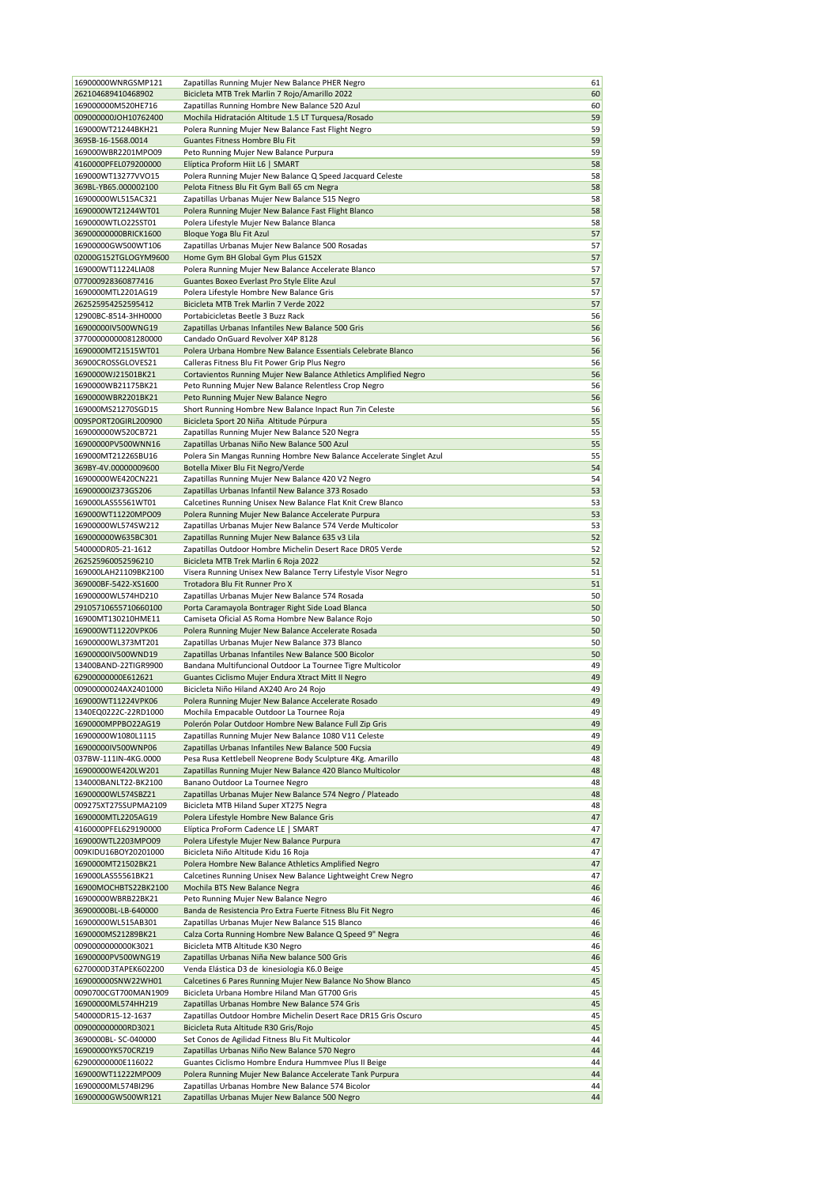| | | |
|---|---|---|
| 16900000WNRGSMP121 | Zapatillas Running Mujer New Balance PHER Negro | 61 |
| 262104689410468902 | Bicicleta MTB Trek Marlin 7 Rojo/Amarillo 2022 | 60 |
| 169000000M520HE716 | Zapatillas Running Hombre New Balance 520 Azul | 60 |
| 009000000JOH10762400 | Mochila Hidratación Altitude 1.5 LT Turquesa/Rosado | 59 |
| 169000WT21244BKH21 | Polera Running Mujer New Balance Fast Flight Negro | 59 |
| 369SB-16-1568.0014 | Guantes Fitness Hombre Blu Fit | 59 |
| 169000WBR2201MPO09 | Peto Running Mujer New Balance Purpura | 59 |
| 4160000PFEL079200000 | Elíptica Proform Hiit L6 \| SMART | 58 |
| 169000WT13277VVO15 | Polera Running Mujer New Balance Q Speed Jacquard Celeste | 58 |
| 369BL-YB65.000002100 | Pelota Fitness Blu Fit Gym Ball 65 cm Negra | 58 |
| 16900000WL515AC321 | Zapatillas Urbanas Mujer New Balance 515 Negro | 58 |
| 1690000WT21244WT01 | Polera Running Mujer New Balance Fast Flight Blanco | 58 |
| 1690000WTLO22SST01 | Polera Lifestyle Mujer New Balance Blanca | 58 |
| 36900000000BRICK1600 | Bloque Yoga Blu Fit Azul | 57 |
| 16900000GW500WT106 | Zapatillas Urbanas Mujer New Balance 500 Rosadas | 57 |
| 02000G152TGLOGYM9600 | Home Gym BH Global Gym Plus G152X | 57 |
| 169000WT11224LIA08 | Polera Running Mujer New Balance Accelerate Blanco | 57 |
| 077000928360877416 | Guantes Boxeo Everlast Pro Style Elite Azul | 57 |
| 1690000MTL2201AG19 | Polera Lifestyle Hombre New Balance Gris | 57 |
| 262525954252595412 | Bicicleta MTB Trek Marlin 7 Verde 2022 | 57 |
| 12900BC-8514-3HH0000 | Portabicicletas Beetle 3 Buzz Rack | 56 |
| 16900000IV500WNG19 | Zapatillas Urbanas Infantiles New Balance 500 Gris | 56 |
| 37700000000081280000 | Candado OnGuard Revolver X4P 8128 | 56 |
| 1690000MT21515WT01 | Polera Urbana Hombre New Balance Essentials Celebrate Blanco | 56 |
| 36900CROSSGLOVES21 | Calleras Fitness Blu Fit Power Grip Plus Negro | 56 |
| 1690000WJ21501BK21 | Cortavientos Running Mujer New Balance Athletics Amplified Negro | 56 |
| 1690000WB21175BK21 | Peto Running Mujer New Balance Relentless Crop Negro | 56 |
| 1690000WBR2201BK21 | Peto Running Mujer New Balance Negro | 56 |
| 169000MS21270SGD15 | Short Running Hombre New Balance Inpact Run 7in Celeste | 56 |
| 009SPORT20GIRL200900 | Bicicleta Sport 20 Niña Altitude Púrpura | 55 |
| 169000000W520CB721 | Zapatillas Running Mujer New Balance 520 Negra | 55 |
| 16900000PV500WNN16 | Zapatillas Urbanas Niño New Balance 500 Azul | 55 |
| 169000MT21226SBU16 | Polera Sin Mangas Running Hombre New Balance Accelerate Singlet Azul | 55 |
| 369BY-4V.00000009600 | Botella Mixer Blu Fit Negro/Verde | 54 |
| 16900000WE420CN221 | Zapatillas Running Mujer New Balance 420 V2 Negro | 54 |
| 16900000IZ373GS206 | Zapatillas Urbanas Infantil New Balance 373 Rosado | 53 |
| 169000LAS55561WT01 | Calcetines Running Unisex New Balance Flat Knit Crew Blanco | 53 |
| 169000WT11220MPO09 | Polera Running Mujer New Balance Accelerate Purpura | 53 |
| 16900000WL574SW212 | Zapatillas Urbanas Mujer New Balance 574 Verde Multicolor | 53 |
| 169000000W635BC301 | Zapatillas Running Mujer New Balance 635 v3 Lila | 52 |
| 540000DR05-21-1612 | Zapatillas Outdoor Hombre Michelin Desert Race DR05 Verde | 52 |
| 262525960052596210 | Bicicleta MTB Trek Marlin 6 Roja 2022 | 52 |
| 169000LAH21109BK2100 | Visera Running Unisex New Balance Terry Lifestyle Visor Negro | 51 |
| 369000BF-5422-XS1600 | Trotadora Blu Fit Runner Pro X | 51 |
| 16900000WL574HD210 | Zapatillas Urbanas Mujer New Balance 574 Rosada | 50 |
| 29105710655710660100 | Porta Caramayola Bontrager Right Side Load Blanca | 50 |
| 16900MT130210HME11 | Camiseta Oficial AS Roma Hombre New Balance Rojo | 50 |
| 169000WT11220VPK06 | Polera Running Mujer New Balance Accelerate Rosada | 50 |
| 16900000WL373MT201 | Zapatillas Urbanas Mujer New Balance 373 Blanco | 50 |
| 16900000IV500WND19 | Zapatillas Urbanas Infantiles New Balance 500 Bicolor | 50 |
| 13400BAND-22TIGR9900 | Bandana Multifuncional Outdoor La Tournee Tigre Multicolor | 49 |
| 62900000000E612621 | Guantes Ciclismo Mujer Endura Xtract Mitt II Negro | 49 |
| 00900000024AX2401000 | Bicicleta Niño Hiland AX240 Aro 24 Rojo | 49 |
| 169000WT11224VPK06 | Polera Running Mujer New Balance Accelerate Rosado | 49 |
| 1340EQ0222C-22RD1000 | Mochila Empacable Outdoor La Tournee Roja | 49 |
| 1690000MPPBO22AG19 | Polerón Polar Outdoor Hombre New Balance Full Zip Gris | 49 |
| 16900000W1080L1115 | Zapatillas Running Mujer New Balance 1080 V11 Celeste | 49 |
| 16900000IV500WNP06 | Zapatillas Urbanas Infantiles New Balance 500 Fucsia | 49 |
| 037BW-111IN-4KG.0000 | Pesa Rusa Kettlebell Neoprene Body Sculpture 4Kg. Amarillo | 48 |
| 16900000WE420LW201 | Zapatillas Running Mujer New Balance 420 Blanco Multicolor | 48 |
| 134000BANLT22-BK2100 | Banano Outdoor La Tournee Negro | 48 |
| 16900000WL574SBZ21 | Zapatillas Urbanas Mujer New Balance 574 Negro / Plateado | 48 |
| 009275XT275SUPMA2109 | Bicicleta MTB Hiland Super XT275 Negra | 48 |
| 1690000MTL2205AG19 | Polera Lifestyle Hombre New Balance Gris | 47 |
| 4160000PFEL629190000 | Elíptica ProForm Cadence LE \| SMART | 47 |
| 169000WTL2203MPO09 | Polera Lifestyle Mujer New Balance Purpura | 47 |
| 009KIDU16BOY20201000 | Bicicleta Niño Altitude Kidu 16 Roja | 47 |
| 1690000MT21502BK21 | Polera Hombre New Balance Athletics Amplified Negro | 47 |
| 169000LAS55561BK21 | Calcetines Running Unisex New Balance Lightweight Crew Negro | 47 |
| 16900MOCHBTS22BK2100 | Mochila BTS New Balance Negra | 46 |
| 16900000WBRB22BK21 | Peto Running Mujer New Balance Negro | 46 |
| 36900000BL-LB-640000 | Banda de Resistencia Pro Extra Fuerte Fitness Blu Fit Negro | 46 |
| 16900000WL515AB301 | Zapatillas Urbanas Mujer New Balance 515 Blanco | 46 |
| 1690000MS21289BK21 | Calza Corta Running Hombre New Balance Q Speed 9" Negra | 46 |
| 0090000000000K3021 | Bicicleta MTB Altitude K30 Negro | 46 |
| 16900000PV500WNG19 | Zapatillas Urbanas Niña New balance 500 Gris | 46 |
| 6270000D3TAPEK602200 | Venda Elástica D3 de kinesiologia K6.0 Beige | 45 |
| 169000000SNW22WH01 | Calcetines 6 Pares Running Mujer New Balance No Show Blanco | 45 |
| 0090700CGT700MAN1909 | Bicicleta Urbana Hombre Hiland Man GT700 Gris | 45 |
| 16900000ML574HH219 | Zapatillas Urbanas Hombre New Balance 574 Gris | 45 |
| 540000DR15-12-1637 | Zapatillas Outdoor Hombre Michelin Desert Race DR15 Gris Oscuro | 45 |
| 009000000000RD3021 | Bicicleta Ruta Altitude R30 Gris/Rojo | 45 |
| 3690000BL- SC-040000 | Set Conos de Agilidad Fitness Blu Fit Multicolor | 44 |
| 16900000YK570CRZ19 | Zapatillas Urbanas Niño New Balance 570 Negro | 44 |
| 62900000000E116022 | Guantes Ciclismo Hombre Endura Hummvee Plus II Beige | 44 |
| 169000WT11222MPO09 | Polera Running Mujer New Balance Accelerate Tank Purpura | 44 |
| 16900000ML574BI296 | Zapatillas Urbanas Hombre New Balance 574 Bicolor | 44 |
| 16900000GW500WR121 | Zapatillas Urbanas Mujer New Balance 500 Negro | 44 |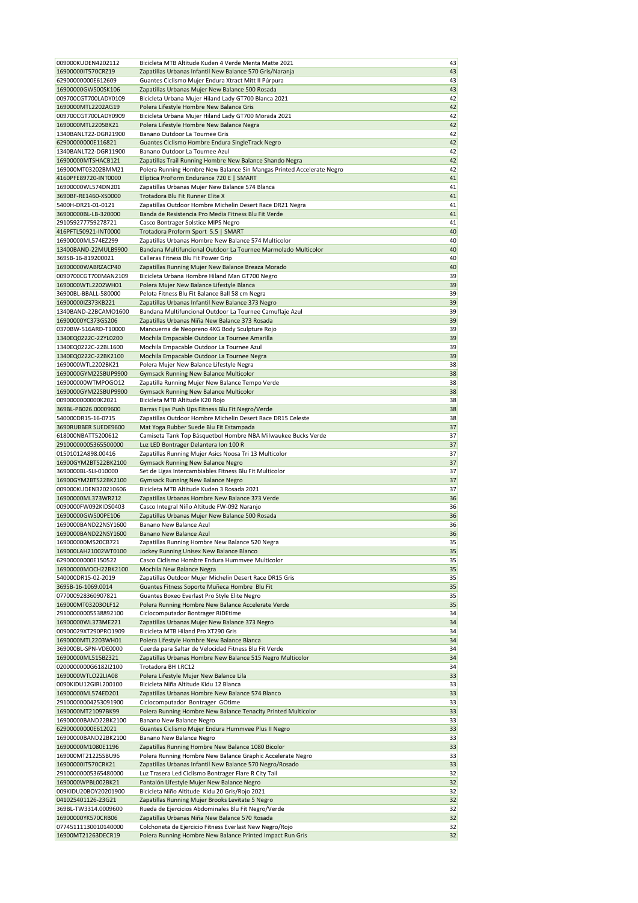| | | |
|---|---|---|
| 009000KUDEN4202112 | Bicicleta MTB Altitude Kuden 4 Verde Menta Matte 2021 | 43 |
| 16900000IT570CRZ19 | Zapatillas Urbanas Infantil New Balance 570 Gris/Naranja | 43 |
| 62900000000E612609 | Guantes Ciclismo Mujer Endura Xtract Mitt II Púrpura | 43 |
| 16900000GW500SK106 | Zapatillas Urbanas Mujer New Balance 500 Rosada | 43 |
| 009700CGT700LADY0109 | Bicicleta Urbana Mujer Hiland Lady GT700 Blanca 2021 | 42 |
| 1690000MTL2202AG19 | Polera Lifestyle Hombre New Balance Gris | 42 |
| 009700CGT700LADY0909 | Bicicleta Urbana Mujer Hiland Lady GT700 Morada 2021 | 42 |
| 1690000MTL2205BK21 | Polera Lifestyle Hombre New Balance Negra | 42 |
| 1340BANLT22-DGR21900 | Banano Outdoor La Tournee Gris | 42 |
| 62900000000E116821 | Guantes Ciclismo Hombre Endura SingleTrack Negro | 42 |
| 1340BANLT22-DGR11900 | Banano Outdoor La Tournee Azul | 42 |
| 16900000MTSHACB121 | Zapatillas Trail Running Hombre New Balance Shando Negra | 42 |
| 169000MT03202BMM21 | Polera Running Hombre New Balance Sin Mangas Printed Accelerate Negro | 42 |
| 4160PFE89720-INT0000 | Elíptica ProForm Endurance 720 E \| SMART | 41 |
| 16900000WL574DN201 | Zapatillas Urbanas Mujer New Balance 574 Blanca | 41 |
| 3690BF-RE1460-XS0000 | Trotadora Blu Fit Runner Elite X | 41 |
| 5400H-DR21-01-0121 | Zapatillas Outdoor Hombre Michelin Desert Race DR21 Negra | 41 |
| 36900000BL-LB-320000 | Banda de Resistencia Pro Media Fitness Blu Fit Verde | 41 |
| 291059277759278721 | Casco Bontrager Solstice MIPS Negro | 41 |
| 416PFTL50921-INT0000 | Trotadora Proform Sport 5.5 \| SMART | 40 |
| 16900000ML574EZ299 | Zapatillas Urbanas Hombre New Balance 574 Multicolor | 40 |
| 13400BAND-22MULB9900 | Bandana Multifuncional Outdoor La Tournee Marmolado Multicolor | 40 |
| 369SB-16-819200021 | Calleras Fitness Blu Fit Power Grip | 40 |
| 16900000WABRZACP40 | Zapatillas Running Mujer New Balance Breaza Morado | 40 |
| 0090700CGT700MAN2109 | Bicicleta Urbana Hombre Hiland Man GT700 Negro | 39 |
| 1690000WTL2202WH01 | Polera Mujer New Balance Lifestyle Blanca | 39 |
| 36900BL-BBALL-580000 | Pelota Fitness Blu Fit Balance Ball 58 cm Negra | 39 |
| 16900000IZ373KB221 | Zapatillas Urbanas Infantil New Balance 373 Negro | 39 |
| 1340BAND-22BCAMO1600 | Bandana Multifuncional Outdoor La Tournee Camuflaje Azul | 39 |
| 16900000YC373GS206 | Zapatillas Urbanas Niña New Balance 373 Rosada | 39 |
| 0370BW-516ARD-T10000 | Mancuerna de Neopreno 4KG Body Sculpture Rojo | 39 |
| 1340EQ0222C-22YL0200 | Mochila Empacable Outdoor La Tournee Amarilla | 39 |
| 1340EQ0222C-22BL1600 | Mochila Empacable Outdoor La Tournee Azul | 39 |
| 1340EQ0222C-22BK2100 | Mochila Empacable Outdoor La Tournee Negra | 39 |
| 1690000WTL2202BK21 | Polera Mujer New Balance Lifestyle Negra | 38 |
| 1690000GYM22SBUP9900 | Gymsack Running New Balance Multicolor | 38 |
| 169000000WTMPOGO12 | Zapatilla Running Mujer New Balance Tempo Verde | 38 |
| 1690000GYM22SBUP9900 | Gymsack Running New Balance Multicolor | 38 |
| 0090000000000K2021 | Bicicleta MTB Altitude K20 Rojo | 38 |
| 369BL-PB026.00009600 | Barras Fijas Push Ups Fitness Blu Fit Negro/Verde | 38 |
| 540000DR15-16-0715 | Zapatillas Outdoor Hombre Michelin Desert Race DR15 Celeste | 38 |
| 3690RUBBER SUEDE9600 | Mat Yoga Rubber Suede Blu Fit Estampada | 37 |
| 618000NBATT5200612 | Camiseta Tank Top Básquetbol Hombre NBA Milwaukee Bucks Verde | 37 |
| 29100000005365500000 | Luz LED Bontrager Delantera Ion 100 R | 37 |
| 01501012A898.00416 | Zapatillas Running Mujer Asics Noosa Tri 13 Multicolor | 37 |
| 16900GYM2BTS22BK2100 | Gymsack Running New Balance Negro | 37 |
| 3690000BL-SLI-010000 | Set de Ligas Intercambiables Fitness Blu Fit Multicolor | 37 |
| 16900GYM2BTS22BK2100 | Gymsack Running New Balance Negro | 37 |
| 009000KUDEN320210606 | Bicicleta MTB Altitude Kuden 3 Rosada 2021 | 37 |
| 16900000ML373WR212 | Zapatillas Urbanas Hombre New Balance 373 Verde | 36 |
| 0090000FW092KIDS0403 | Casco Integral Niño Altitude FW-092 Naranjo | 36 |
| 16900000GW500PE106 | Zapatillas Urbanas Mujer New Balance 500 Rosada | 36 |
| 1690000BAND22NSY1600 | Banano New Balance Azul | 36 |
| 1690000BAND22NSY1600 | Banano New Balance Azul | 36 |
| 169000000M520CB721 | Zapatillas Running Hombre New Balance 520 Negra | 35 |
| 169000LAH21002WT0100 | Jockey Running Unisex New Balance Blanco | 35 |
| 62900000000E150522 | Casco Ciclismo Hombre Endura Hummvee Multicolor | 35 |
| 16900000MOCH22BK2100 | Mochila New Balance Negra | 35 |
| 540000DR15-02-2019 | Zapatillas Outdoor Mujer Michelin Desert Race DR15 Gris | 35 |
| 369SB-16-1069.0014 | Guantes Fitness Soporte Muñeca Hombre Blu Fit | 35 |
| 077000928360907821 | Guantes Boxeo Everlast Pro Style Elite Negro | 35 |
| 169000MT03203OLF12 | Polera Running Hombre New Balance Accelerate Verde | 35 |
| 29100000005538892100 | Ciclocomputador Bontrager RIDEtime | 34 |
| 16900000WL373ME221 | Zapatillas Urbanas Mujer New Balance 373 Negro | 34 |
| 00900029XT290PRO1909 | Bicicleta MTB Hiland Pro XT290 Gris | 34 |
| 1690000MTL2203WH01 | Polera Lifestyle Hombre New Balance Blanca | 34 |
| 369000BL-SPN-VDE0000 | Cuerda para Saltar de Velocidad Fitness Blu Fit Verde | 34 |
| 16900000ML515BZ321 | Zapatillas Urbanas Hombre New Balance 515 Negro Multicolor | 34 |
| 0200000000G6182I2100 | Trotadora BH I.RC12 | 34 |
| 1690000WTLO22LIA08 | Polera Lifestyle Mujer New Balance Lila | 33 |
| 0090KIDU12GIRL200100 | Bicicleta Niña Altitude Kidu 12 Blanca | 33 |
| 16900000ML574ED201 | Zapatillas Urbanas Hombre New Balance 574 Blanco | 33 |
| 29100000004253091900 | Ciclocomputador Bontrager GOtime | 33 |
| 1690000MT21097BK99 | Polera Running Hombre New Balance Tenacity Printed Multicolor | 33 |
| 16900000BAND22BK2100 | Banano New Balance Negro | 33 |
| 62900000000E612021 | Guantes Ciclismo Mujer Endura Hummvee Plus II Negro | 33 |
| 16900000BAND22BK2100 | Banano New Balance Negro | 33 |
| 16900000M1080E1196 | Zapatillas Running Hombre New Balance 1080 Bicolor | 33 |
| 169000MT21225SBU96 | Polera Running Hombre New Balance Graphic Accelerate Negro | 33 |
| 16900000IT570CRK21 | Zapatillas Urbanas Infantil New Balance 570 Negro/Rosado | 33 |
| 29100000005365480000 | Luz Trasera Led Ciclismo Bontrager Flare R City Tail | 32 |
| 1690000WPBL002BK21 | Pantalón Lifestyle Mujer New Balance Negro | 32 |
| 009KIDU20BOY20201900 | Bicicleta Niño Altitude Kidu 20 Gris/Rojo 2021 | 32 |
| 041025401126-23G21 | Zapatillas Running Mujer Brooks Levitate 5 Negro | 32 |
| 369BL-TW3314.0009600 | Rueda de Ejercicios Abdominales Blu Fit Negro/Verde | 32 |
| 16900000YK570CRB06 | Zapatillas Urbanas Niña New Balance 570 Rosada | 32 |
| 07745111130010140000 | Colchoneta de Ejercicio Fitness Everlast New Negro/Rojo | 32 |
| 16900MT21263DECR19 | Polera Running Hombre New Balance Printed Impact Run Gris | 32 |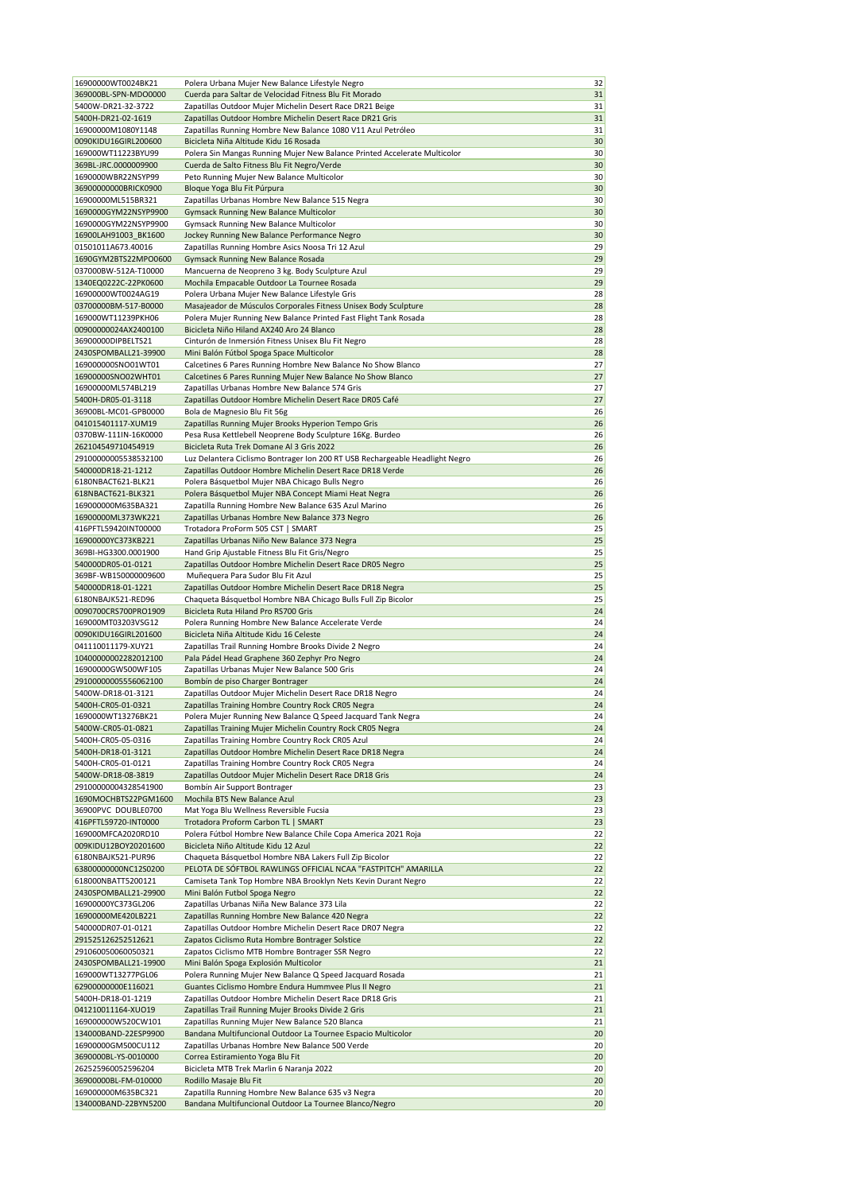| | | |
|---|---|---|
| 16900000WT0024BK21 | Polera Urbana Mujer New Balance Lifestyle Negro | 32 |
| 369000BL-SPN-MDO0000 | Cuerda para Saltar de Velocidad Fitness Blu Fit Morado | 31 |
| 5400W-DR21-32-3722 | Zapatillas Outdoor Mujer Michelin Desert Race DR21 Beige | 31 |
| 5400H-DR21-02-1619 | Zapatillas Outdoor Hombre Michelin Desert Race DR21 Gris | 31 |
| 16900000M1080Y1148 | Zapatillas Running Hombre New Balance 1080 V11 Azul Petróleo | 31 |
| 0090KIDU16GIRL200600 | Bicicleta Niña Altitude Kidu 16 Rosada | 30 |
| 169000WT11223BYU99 | Polera Sin Mangas Running Mujer New Balance Printed Accelerate Multicolor | 30 |
| 369BL-JRC.0000009900 | Cuerda de Salto Fitness Blu Fit Negro/Verde | 30 |
| 1690000WBR22NSYP99 | Peto Running Mujer New Balance Multicolor | 30 |
| 36900000000BRICK0900 | Bloque Yoga Blu Fit Púrpura | 30 |
| 16900000ML515BR321 | Zapatillas Urbanas Hombre New Balance 515 Negra | 30 |
| 1690000GYM22NSYP9900 | Gymsack Running New Balance Multicolor | 30 |
| 1690000GYM22NSYP9900 | Gymsack Running New Balance Multicolor | 30 |
| 16900LAH91003_BK1600 | Jockey Running New Balance Performance Negro | 30 |
| 01501011A673.40016 | Zapatillas Running Hombre Asics Noosa Tri 12 Azul | 29 |
| 1690GYM2BTS22MPO0600 | Gymsack Running New Balance Rosada | 29 |
| 037000BW-512A-T10000 | Mancuerna de Neopreno 3 kg. Body Sculpture Azul | 29 |
| 1340EQ0222C-22PK0600 | Mochila Empacable Outdoor La Tournee Rosada | 29 |
| 16900000WT0024AG19 | Polera Urbana Mujer New Balance Lifestyle Gris | 28 |
| 03700000BM-517-B0000 | Masajeador de Músculos Corporales Fitness Unisex Body Sculpture | 28 |
| 169000WT11239PKH06 | Polera Mujer Running New Balance Printed Fast Flight Tank Rosada | 28 |
| 00900000024AX2400100 | Bicicleta Niño Hiland AX240 Aro 24 Blanco | 28 |
| 36900000DIPBELTS21 | Cinturón de Inmersión Fitness Unisex Blu Fit Negro | 28 |
| 2430SPOMBALL21-39900 | Mini Balón Fútbol Spoga Space Multicolor | 28 |
| 169000000SNO01WT01 | Calcetines 6 Pares Running Hombre New Balance No Show Blanco | 27 |
| 16900000SNO02WHT01 | Calcetines 6 Pares Running Mujer New Balance No Show Blanco | 27 |
| 16900000ML574BL219 | Zapatillas Urbanas Hombre New Balance 574 Gris | 27 |
| 5400H-DR05-01-3118 | Zapatillas Outdoor Hombre Michelin Desert Race DR05 Café | 27 |
| 36900BL-MC01-GPB0000 | Bola de Magnesio Blu Fit 56g | 26 |
| 041015401117-XUM19 | Zapatillas Running Mujer Brooks Hyperion Tempo Gris | 26 |
| 0370BW-111IN-16K0000 | Pesa Rusa Kettlebell Neoprene Body Sculpture 16Kg. Burdeo | 26 |
| 262104549710454919 | Bicicleta Ruta Trek Domane Al 3 Gris 2022 | 26 |
| 29100000005538532100 | Luz Delantera Ciclismo Bontrager Ion 200 RT USB Rechargeable Headlight Negro | 26 |
| 540000DR18-21-1212 | Zapatillas Outdoor Hombre Michelin Desert Race DR18 Verde | 26 |
| 6180NBACT621-BLK21 | Polera Básquetbol Mujer NBA Chicago Bulls Negro | 26 |
| 618NBACT621-BLK321 | Polera Básquetbol Mujer NBA Concept Miami Heat Negra | 26 |
| 169000000M635BA321 | Zapatilla Running Hombre New Balance 635 Azul Marino | 26 |
| 16900000ML373WK221 | Zapatillas Urbanas Hombre New Balance 373 Negro | 26 |
| 416PFTL59420INT00000 | Trotadora ProForm 505 CST \| SMART | 25 |
| 16900000YC373KB221 | Zapatillas Urbanas Niño New Balance 373 Negra | 25 |
| 369BI-HG3300.0001900 | Hand Grip Ajustable Fitness Blu Fit Gris/Negro | 25 |
| 540000DR05-01-0121 | Zapatillas Outdoor Hombre Michelin Desert Race DR05 Negro | 25 |
| 369BF-WB150000009600 | Muñequera Para Sudor Blu Fit Azul | 25 |
| 540000DR18-01-1221 | Zapatillas Outdoor Hombre Michelin Desert Race DR18 Negra | 25 |
| 6180NBAJK521-RED96 | Chaqueta Básquetbol Hombre NBA Chicago Bulls Full Zip Bicolor | 25 |
| 0090700CRS700PRO1909 | Bicicleta Ruta Hiland Pro RS700 Gris | 24 |
| 169000MT03203VSG12 | Polera Running Hombre New Balance Accelerate Verde | 24 |
| 0090KIDU16GIRL201600 | Bicicleta Niña Altitude Kidu 16 Celeste | 24 |
| 041110011179-XUY21 | Zapatillas Trail Running Hombre Brooks Divide 2 Negro | 24 |
| 10400000002282012100 | Pala Pádel Head Graphene 360 Zephyr Pro Negro | 24 |
| 16900000GW500WF105 | Zapatillas Urbanas Mujer New Balance 500 Gris | 24 |
| 29100000005556062100 | Bombín de piso Charger Bontrager | 24 |
| 5400W-DR18-01-3121 | Zapatillas Outdoor Mujer Michelin Desert Race DR18 Negro | 24 |
| 5400H-CR05-01-0321 | Zapatillas Training Hombre Country Rock CR05 Negra | 24 |
| 1690000WT13276BK21 | Polera Mujer Running New Balance Q Speed Jacquard Tank Negra | 24 |
| 5400W-CR05-01-0821 | Zapatillas Training Mujer Michelin Country Rock CR05 Negra | 24 |
| 5400H-CR05-05-0316 | Zapatillas Training Hombre Country Rock CR05 Azul | 24 |
| 5400H-DR18-01-3121 | Zapatillas Outdoor Hombre Michelin Desert Race DR18 Negra | 24 |
| 5400H-CR05-01-0121 | Zapatillas Training Hombre Country Rock CR05 Negra | 24 |
| 5400W-DR18-08-3819 | Zapatillas Outdoor Mujer Michelin Desert Race DR18 Gris | 24 |
| 29100000004328541900 | Bombín Air Support Bontrager | 23 |
| 1690MOCHBTS22PGM1600 | Mochila BTS New Balance Azul | 23 |
| 36900PVC DOUBLE0700 | Mat Yoga Blu Wellness Reversible Fucsia | 23 |
| 416PFTL59720-INT0000 | Trotadora Proform Carbon TL \| SMART | 23 |
| 169000MFCA2020RD10 | Polera Fútbol Hombre New Balance Chile Copa America 2021 Roja | 22 |
| 009KIDU12BOY20201600 | Bicicleta Niño Altitude Kidu 12 Azul | 22 |
| 6180NBAJK521-PUR96 | Chaqueta Básquetbol Hombre NBA Lakers Full Zip Bicolor | 22 |
| 63800000000NC12S0200 | PELOTA DE SÓFTBOL RAWLINGS OFFICIAL NCAA "FASTPITCH" AMARILLA | 22 |
| 618000NBATT5200121 | Camiseta Tank Top Hombre NBA Brooklyn Nets Kevin Durant Negro | 22 |
| 2430SPOMBALL21-29900 | Mini Balón Futbol Spoga Negro | 22 |
| 16900000YC373GL206 | Zapatillas Urbanas Niña New Balance 373 Lila | 22 |
| 16900000ME420LB221 | Zapatillas Running Hombre New Balance 420 Negra | 22 |
| 540000DR07-01-0121 | Zapatillas Outdoor Hombre Michelin Desert Race DR07 Negra | 22 |
| 291525126252512621 | Zapatos Ciclismo Ruta Hombre Bontrager Solstice | 22 |
| 291060050060050321 | Zapatos Ciclismo MTB Hombre Bontrager SSR Negro | 22 |
| 2430SPOMBALL21-19900 | Mini Balón Spoga Explosión Multicolor | 21 |
| 169000WT13277PGL06 | Polera Running Mujer New Balance Q Speed Jacquard Rosada | 21 |
| 62900000000E116021 | Guantes Ciclismo Hombre Endura Hummvee Plus II Negro | 21 |
| 5400H-DR18-01-1219 | Zapatillas Outdoor Hombre Michelin Desert Race DR18 Gris | 21 |
| 041210011164-XUO19 | Zapatillas Trail Running Mujer Brooks Divide 2 Gris | 21 |
| 169000000W520CW101 | Zapatillas Running Mujer New Balance 520 Blanca | 21 |
| 134000BAND-22ESP9900 | Bandana Multifuncional Outdoor La Tournee Espacio Multicolor | 20 |
| 16900000GM500CU112 | Zapatillas Urbanas Hombre New Balance 500 Verde | 20 |
| 3690000BL-YS-0010000 | Correa Estiramiento Yoga Blu Fit | 20 |
| 262525960052596204 | Bicicleta MTB Trek Marlin 6 Naranja 2022 | 20 |
| 36900000BL-FM-010000 | Rodillo Masaje Blu Fit | 20 |
| 169000000M635BC321 | Zapatilla Running Hombre New Balance 635 v3 Negra | 20 |
| 134000BAND-22BYN5200 | Bandana Multifuncional Outdoor La Tournee Blanco/Negro | 20 |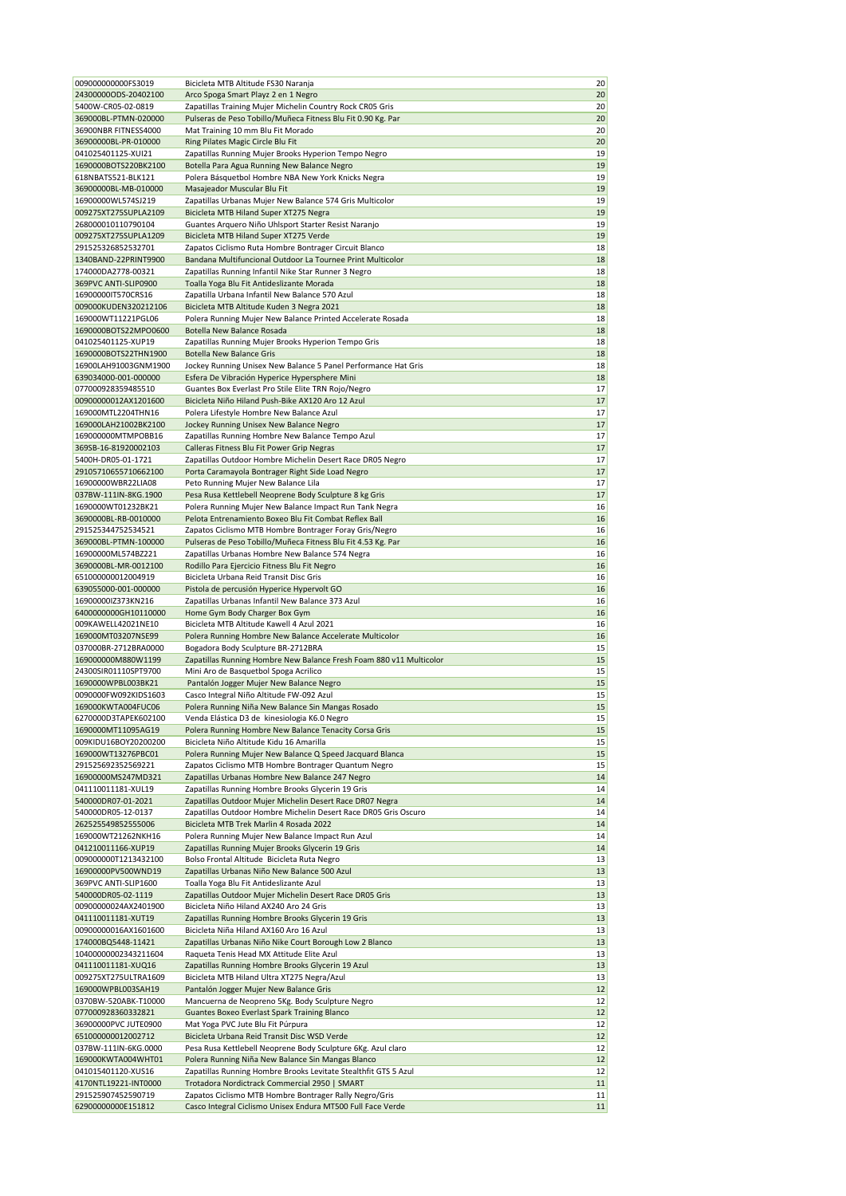| | | |
|---|---|---|
| 009000000000FS3019 | Bicicleta MTB Altitude FS30 Naranja | 20 |
| 24300000ODS-20402100 | Arco Spoga Smart Playz 2 en 1 Negro | 20 |
| 5400W-CR05-02-0819 | Zapatillas Training Mujer Michelin Country Rock CR05 Gris | 20 |
| 369000BL-PTMN-020000 | Pulseras de Peso Tobillo/Muñeca Fitness Blu Fit 0.90 Kg. Par | 20 |
| 36900NBR FITNESS4000 | Mat Training 10 mm Blu Fit Morado | 20 |
| 36900000BL-PR-010000 | Ring Pilates Magic Circle Blu Fit | 20 |
| 041025401125-XUI21 | Zapatillas Running Mujer Brooks Hyperion Tempo Negro | 19 |
| 1690000BOTS220BK2100 | Botella Para Agua Running New Balance Negro | 19 |
| 618NBATS521-BLK121 | Polera Básquetbol Hombre NBA New York Knicks Negra | 19 |
| 36900000BL-MB-010000 | Masajeador Muscular Blu Fit | 19 |
| 16900000WL574SJ219 | Zapatillas Urbanas Mujer New Balance 574 Gris Multicolor | 19 |
| 009275XT275SUPLA2109 | Bicicleta MTB Hiland Super XT275 Negra | 19 |
| 268000010110790104 | Guantes Arquero Niño Uhlsport Starter Resist Naranjo | 19 |
| 009275XT275SUPLA1209 | Bicicleta MTB Hiland Super XT275 Verde | 19 |
| 291525326852532701 | Zapatos Ciclismo Ruta Hombre Bontrager Circuit Blanco | 18 |
| 1340BAND-22PRINT9900 | Bandana Multifuncional Outdoor La Tournee Print Multicolor | 18 |
| 174000DA2778-00321 | Zapatillas Running Infantil Nike Star Runner 3 Negro | 18 |
| 369PVC ANTI-SLIP0900 | Toalla Yoga Blu Fit Antideslizante Morada | 18 |
| 16900000IT570CRS16 | Zapatilla Urbana Infantil New Balance 570 Azul | 18 |
| 009000KUDEN320212106 | Bicicleta MTB Altitude Kuden 3 Negra 2021 | 18 |
| 169000WT11221PGL06 | Polera Running Mujer New Balance Printed Accelerate Rosada | 18 |
| 1690000BOTS22MPO0600 | Botella New Balance Rosada | 18 |
| 041025401125-XUP19 | Zapatillas Running Mujer Brooks Hyperion Tempo Gris | 18 |
| 1690000BOTS22THN1900 | Botella New Balance Gris | 18 |
| 16900LAH91003GNM1900 | Jockey Running Unisex New Balance 5 Panel Performance Hat Gris | 18 |
| 639034000-001-000000 | Esfera De Vibración Hyperice Hypersphere Mini | 18 |
| 077000928359485510 | Guantes Box Everlast Pro Stile Elite TRN Rojo/Negro | 17 |
| 00900000012AX1201600 | Bicicleta Niño Hiland Push-Bike AX120 Aro 12 Azul | 17 |
| 169000MTL2204THN16 | Polera Lifestyle Hombre New Balance Azul | 17 |
| 169000LAH21002BK2100 | Jockey Running Unisex New Balance Negro | 17 |
| 169000000MTMPOBB16 | Zapatillas Running Hombre New Balance Tempo Azul | 17 |
| 369SB-16-81920002103 | Calleras Fitness Blu Fit Power Grip Negras | 17 |
| 5400H-DR05-01-1721 | Zapatillas Outdoor Hombre Michelin Desert Race DR05 Negro | 17 |
| 291057106557106621​00 | Porta Caramayola Bontrager Right Side Load Negro | 17 |
| 16900000WBR22LIA08 | Peto Running Mujer New Balance Lila | 17 |
| 037BW-111IN-8KG.1900 | Pesa Rusa Kettlebell Neoprene Body Sculpture 8 kg Gris | 17 |
| 1690000WT01232BK21 | Polera Running Mujer New Balance Impact Run Tank Negra | 16 |
| 3690000BL-RB-0010000 | Pelota Entrenamiento Boxeo Blu Fit Combat Reflex Ball | 16 |
| 291525344752534521 | Zapatos Ciclismo MTB Hombre Bontrager Foray Gris/Negro | 16 |
| 369000BL-PTMN-100000 | Pulseras de Peso Tobillo/Muñeca Fitness Blu Fit 4.53 Kg. Par | 16 |
| 16900000ML574BZ221 | Zapatillas Urbanas Hombre New Balance 574 Negra | 16 |
| 3690000BL-MR-0012100 | Rodillo Para Ejercicio Fitness Blu Fit Negro | 16 |
| 651000000012004919 | Bicicleta Urbana Reid Transit Disc Gris | 16 |
| 639055000-001-000000 | Pistola de percusión Hyperice Hypervolt GO | 16 |
| 16900000IZ373KN216 | Zapatillas Urbanas Infantil New Balance 373 Azul | 16 |
| 6400000000GH10110000 | Home Gym Body Charger Box Gym | 16 |
| 009KAWELL42021NE10 | Bicicleta MTB Altitude Kawell 4 Azul 2021 | 16 |
| 169000MT03207NSE99 | Polera Running Hombre New Balance Accelerate Multicolor | 16 |
| 037000BR-2712BRA0000 | Bogadora Body Sculpture BR-2712BRA | 15 |
| 169000000M880W1199 | Zapatillas Running Hombre New Balance Fresh Foam 880 v11 Multicolor | 15 |
| 24300SIR01110SPT9700 | Mini Aro de Basquetbol Spoga Acrilico | 15 |
| 1690000WPBL003BK21 | Pantalón Jogger Mujer New Balance Negro | 15 |
| 0090000FW092KIDS1603 | Casco Integral Niño Altitude FW-092 Azul | 15 |
| 169000KWTA004FUC06 | Polera Running Niña New Balance Sin Mangas Rosado | 15 |
| 6270000D3TAPEK602100 | Venda Elástica D3 de kinesiologia K6.0 Negro | 15 |
| 1690000MT11095AG19 | Polera Running Hombre New Balance Tenacity Corsa Gris | 15 |
| 009KIDU16BOY20200200 | Bicicleta Niño Altitude Kidu 16 Amarilla | 15 |
| 169000WT13276PBC01 | Polera Running Mujer New Balance Q Speed Jacquard Blanca | 15 |
| 291525692352569221 | Zapatos Ciclismo MTB Hombre Bontrager Quantum Negro | 15 |
| 16900000MS247MD321 | Zapatillas Urbanas Hombre New Balance 247 Negro | 14 |
| 041110011181-XUL19 | Zapatillas Running Hombre Brooks Glycerin 19 Gris | 14 |
| 540000DR07-01-2021 | Zapatillas Outdoor Mujer Michelin Desert Race DR07 Negra | 14 |
| 540000DR05-12-0137 | Zapatillas Outdoor Hombre Michelin Desert Race DR05 Gris Oscuro | 14 |
| 262525549852555006 | Bicicleta MTB Trek Marlin 4 Rosada 2022 | 14 |
| 169000WT21262NKH16 | Polera Running Mujer New Balance Impact Run Azul | 14 |
| 041210011166-XUP19 | Zapatillas Running Mujer Brooks Glycerin 19 Gris | 14 |
| 009000000T1213432100 | Bolso Frontal Altitude Bicicleta Ruta Negro | 13 |
| 16900000PV500WND19 | Zapatillas Urbanas Niño New Balance 500 Azul | 13 |
| 369PVC ANTI-SLIP1600 | Toalla Yoga Blu Fit Antideslizante Azul | 13 |
| 540000DR05-02-1119 | Zapatillas Outdoor Mujer Michelin Desert Race DR05 Gris | 13 |
| 00900000024AX2401900 | Bicicleta Niño Hiland AX240 Aro 24 Gris | 13 |
| 041110011181-XUT19 | Zapatillas Running Hombre Brooks Glycerin 19 Gris | 13 |
| 00900000016AX1601600 | Bicicleta Niña Hiland AX160 Aro 16 Azul | 13 |
| 174000BQ5448-11421 | Zapatillas Urbanas Niño Nike Court Borough Low 2 Blanco | 13 |
| 104000000023432116​04 | Raqueta Tenis Head MX Attitude Elite Azul | 13 |
| 041110011181-XUQ16 | Zapatillas Running Hombre Brooks Glycerin 19 Azul | 13 |
| 009275XT275ULTRA1609 | Bicicleta MTB Hiland Ultra XT275 Negra/Azul | 13 |
| 169000WPBL003SAH19 | Pantalón Jogger Mujer New Balance Gris | 12 |
| 0370BW-520ABK-T10000 | Mancuerna de Neopreno 5Kg. Body Sculpture Negro | 12 |
| 077000928360332821 | Guantes Boxeo Everlast Spark Training Blanco | 12 |
| 36900000PVC JUTE0900 | Mat Yoga PVC Jute Blu Fit Púrpura | 12 |
| 651000000012002712 | Bicicleta Urbana Reid Transit Disc WSD Verde | 12 |
| 037BW-111IN-6KG.0000 | Pesa Rusa Kettlebell Neoprene Body Sculpture 6Kg. Azul claro | 12 |
| 169000KWTA004WHT01 | Polera Running Niña New Balance Sin Mangas Blanco | 12 |
| 041015401120-XUS16 | Zapatillas Running Hombre Brooks Levitate Stealthfit GTS 5 Azul | 12 |
| 4170NTL19221-INT0000 | Trotadora Nordictrack Commercial 2950 \| SMART | 11 |
| 291525907452590719 | Zapatos Ciclismo MTB Hombre Bontrager Rally Negro/Gris | 11 |
| 62900000000E151812 | Casco Integral Ciclismo Unisex Endura MT500 Full Face Verde | 11 |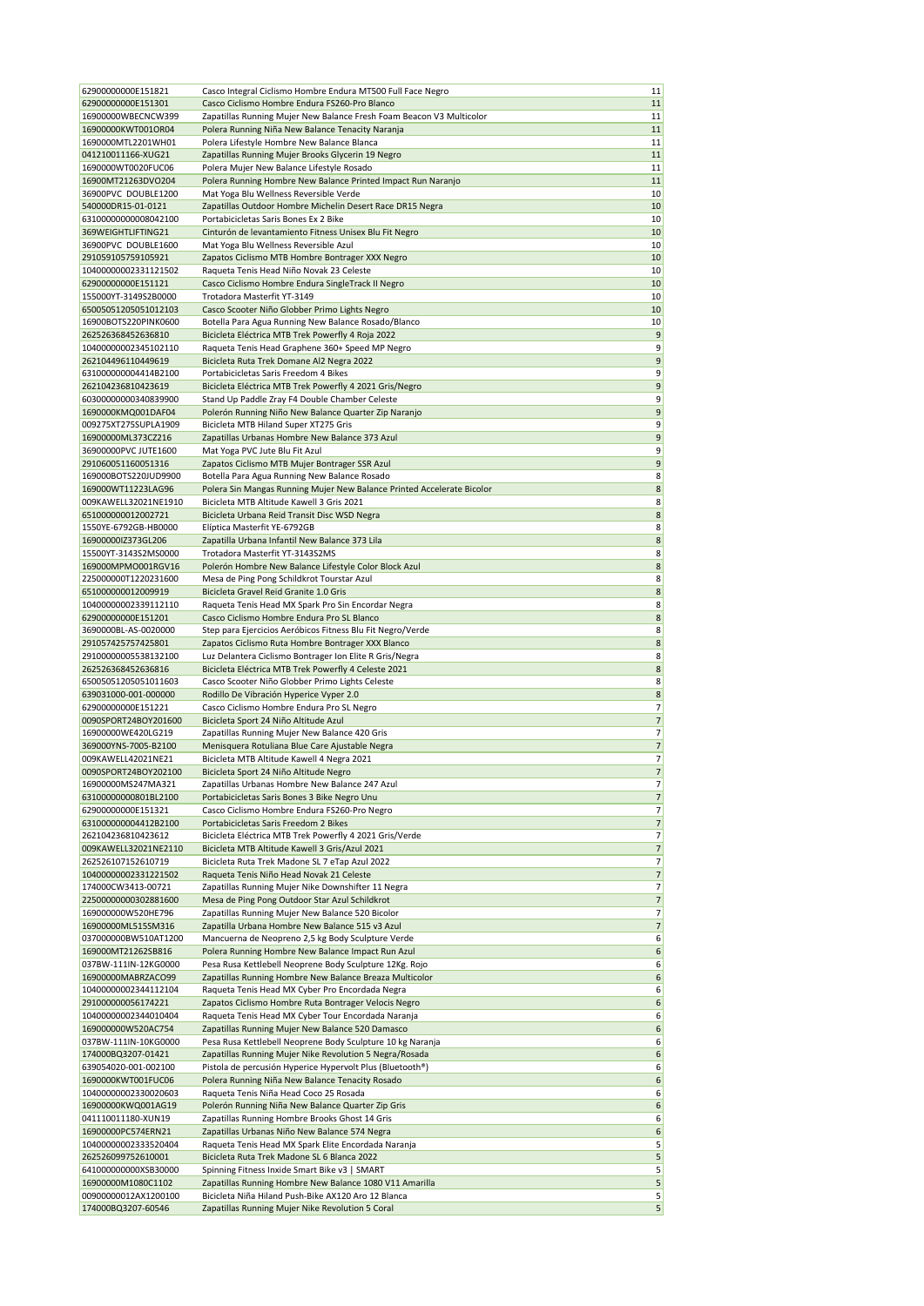| | | |
|---|---|---|
| 62900000000E151821 | Casco Integral Ciclismo Hombre Endura MT500 Full Face Negro | 11 |
| 62900000000E151301 | Casco Ciclismo Hombre Endura FS260-Pro Blanco | 11 |
| 16900000WBECNCW399 | Zapatillas Running Mujer New Balance Fresh Foam Beacon V3 Multicolor | 11 |
| 16900000KWT001OR04 | Polera Running Niña New Balance Tenacity Naranja | 11 |
| 1690000MTL2201WH01 | Polera Lifestyle Hombre New Balance Blanca | 11 |
| 041210011166-XUG21 | Zapatillas Running Mujer Brooks Glycerin 19 Negro | 11 |
| 1690000WT0020FUC06 | Polera Mujer New Balance Lifestyle Rosado | 11 |
| 16900MT21263DVO204 | Polera Running Hombre New Balance Printed Impact Run Naranjo | 11 |
| 36900PVC DOUBLE1200 | Mat Yoga Blu Wellness Reversible Verde | 10 |
| 540000DR15-01-0121 | Zapatillas Outdoor Hombre Michelin Desert Race DR15 Negra | 10 |
| 63100000000008042100 | Portabicicletas Saris Bones Ex 2 Bike | 10 |
| 369WEIGHTLIFTING21 | Cinturón de levantamiento Fitness Unisex Blu Fit Negro | 10 |
| 36900PVC DOUBLE1600 | Mat Yoga Blu Wellness Reversible Azul | 10 |
| 291059105759105921 | Zapatos Ciclismo MTB Hombre Bontrager XXX Negro | 10 |
| 10400000002331121502 | Raqueta Tenis Head Niño Novak 23 Celeste | 10 |
| 62900000000E151121 | Casco Ciclismo Hombre Endura SingleTrack II Negro | 10 |
| 155000YT-3149S2B0000 | Trotadora Masterfit YT-3149 | 10 |
| 65005051205051012103 | Casco Scooter Niño Globber Primo Lights Negro | 10 |
| 16900BOTS220PINK0600 | Botella Para Agua Running New Balance Rosado/Blanco | 10 |
| 262526368452636810 | Bicicleta Eléctrica MTB Trek Powerfly 4 Roja 2022 | 9 |
| 10400000002345102110 | Raqueta Tenis Head Graphene 360+ Speed MP Negro | 9 |
| 262104496110449619 | Bicicleta Ruta Trek Domane Al2 Negra 2022 | 9 |
| 631000000004414B2100 | Portabicicletas Saris Freedom 4 Bikes | 9 |
| 262104236810423619 | Bicicleta Eléctrica MTB Trek Powerfly 4 2021 Gris/Negro | 9 |
| 60300000000340839900 | Stand Up Paddle Zray F4 Double Chamber Celeste | 9 |
| 1690000KMQ001DAF04 | Polerón Running Niño New Balance Quarter Zip Naranjo | 9 |
| 009275XT275SUPLA1909 | Bicicleta MTB Hiland Super XT275 Gris | 9 |
| 16900000ML373CZ216 | Zapatillas Urbanas Hombre New Balance 373 Azul | 9 |
| 36900000PVC JUTE1600 | Mat Yoga PVC Jute Blu Fit Azul | 9 |
| 291060051160051316 | Zapatos Ciclismo MTB Mujer Bontrager SSR Azul | 9 |
| 169000BOTS220JUD9900 | Botella Para Agua Running New Balance Rosado | 8 |
| 169000WT11223LAG96 | Polera Sin Mangas Running Mujer New Balance Printed Accelerate Bicolor | 8 |
| 009KAWELL32021NE1910 | Bicicleta MTB Altitude Kawell 3 Gris 2021 | 8 |
| 651000000012002721 | Bicicleta Urbana Reid Transit Disc WSD Negra | 8 |
| 1550YE-6792GB-HB0000 | Elíptica Masterfit YE-6792GB | 8 |
| 16900000IZ373GL206 | Zapatilla Urbana Infantil New Balance 373 Lila | 8 |
| 15500YT-3143S2MS0000 | Trotadora Masterfit YT-3143S2MS | 8 |
| 169000MPMO001RGV16 | Polerón Hombre New Balance Lifestyle Color Block Azul | 8 |
| 225000000T1220231600 | Mesa de Ping Pong Schildkrot Tourstar Azul | 8 |
| 651000000012009919 | Bicicleta Gravel Reid Granite 1.0 Gris | 8 |
| 10400000002339112110 | Raqueta Tenis Head MX Spark Pro Sin Encordar Negra | 8 |
| 62900000000E151201 | Casco Ciclismo Hombre Endura Pro SL Blanco | 8 |
| 3690000BL-AS-0020000 | Step para Ejercicios Aeróbicos Fitness Blu Fit Negro/Verde | 8 |
| 291057425757425801 | Zapatos Ciclismo Ruta Hombre Bontrager XXX Blanco | 8 |
| 29100000005538132100 | Luz Delantera Ciclismo Bontrager Ion Elite R Gris/Negra | 8 |
| 262526368452636816 | Bicicleta Eléctrica MTB Trek Powerfly 4 Celeste 2021 | 8 |
| 65005051205051011603 | Casco Scooter Niño Globber Primo Lights Celeste | 8 |
| 639031000-001-000000 | Rodillo De Vibración Hyperice Vyper 2.0 | 8 |
| 62900000000E151221 | Casco Ciclismo Hombre Endura Pro SL Negro | 7 |
| 0090SPORT24BOY201600 | Bicicleta Sport 24 Niño Altitude Azul | 7 |
| 16900000WE420LG219 | Zapatillas Running Mujer New Balance 420 Gris | 7 |
| 369000YNS-7005-B2100 | Menisquera Rotuliana Blue Care Ajustable Negra | 7 |
| 009KAWELL42021NE21 | Bicicleta MTB Altitude Kawell 4 Negra 2021 | 7 |
| 0090SPORT24BOY202100 | Bicicleta Sport 24 Niño Altitude Negro | 7 |
| 16900000MS247MA321 | Zapatillas Urbanas Hombre New Balance 247 Azul | 7 |
| 63100000000801BL2100 | Portabicicletas Saris Bones 3 Bike Negro Unu | 7 |
| 62900000000E151321 | Casco Ciclismo Hombre Endura FS260-Pro Negro | 7 |
| 631000000004412B2100 | Portabicicletas Saris Freedom 2 Bikes | 7 |
| 262104236810423612 | Bicicleta Eléctrica MTB Trek Powerfly 4 2021 Gris/Verde | 7 |
| 009KAWELL32021NE2110 | Bicicleta MTB Altitude Kawell 3 Gris/Azul 2021 | 7 |
| 262526107152610719 | Bicicleta Ruta Trek Madone SL 7 eTap Azul 2022 | 7 |
| 10400000002331221502 | Raqueta Tenis Niño Head Novak 21 Celeste | 7 |
| 174000CW3413-00721 | Zapatillas Running Mujer Nike Downshifter 11 Negra | 7 |
| 22500000000302881600 | Mesa de Ping Pong Outdoor Star Azul Schildkrot | 7 |
| 169000000W520HE796 | Zapatillas Running Mujer New Balance 520 Bicolor | 7 |
| 16900000ML515SM316 | Zapatilla Urbana Hombre New Balance 515 v3 Azul | 7 |
| 037000000BW510AT1200 | Mancuerna de Neopreno 2,5 kg Body Sculpture Verde | 6 |
| 169000MT21262SB816 | Polera Running Hombre New Balance Impact Run Azul | 6 |
| 037BW-111IN-12KG0000 | Pesa Rusa Kettlebell Neoprene Body Sculpture 12Kg. Rojo | 6 |
| 16900000MABRZACO99 | Zapatillas Running Hombre New Balance Breaza Multicolor | 6 |
| 10400000002344112104 | Raqueta Tenis Head MX Cyber Pro Encordada Negra | 6 |
| 291000000056174221 | Zapatos Ciclismo Hombre Ruta Bontrager Velocis Negro | 6 |
| 10400000002344010404 | Raqueta Tenis Head MX Cyber Tour Encordada Naranja | 6 |
| 169000000W520AC754 | Zapatillas Running Mujer New Balance 520 Damasco | 6 |
| 037BW-111IN-10KG0000 | Pesa Rusa Kettlebell Neoprene Body Sculpture 10 kg Naranja | 6 |
| 174000BQ3207-01421 | Zapatillas Running Mujer Nike Revolution 5 Negra/Rosada | 6 |
| 639054020-001-002100 | Pistola de percusión Hyperice Hypervolt Plus (Bluetooth®) | 6 |
| 1690000KWT001FUC06 | Polera Running Niña New Balance Tenacity Rosado | 6 |
| 10400000002330020603 | Raqueta Tenis Niña Head Coco 25 Rosada | 6 |
| 16900000KWQ001AG19 | Polerón Running Niña New Balance Quarter Zip Gris | 6 |
| 041110011180-XUN19 | Zapatillas Running Hombre Brooks Ghost 14 Gris | 6 |
| 16900000PC574ERN21 | Zapatillas Urbanas Niño New Balance 574 Negra | 6 |
| 10400000002333520404 | Raqueta Tenis Head MX Spark Elite Encordada Naranja | 5 |
| 262526099752610001 | Bicicleta Ruta Trek Madone SL 6 Blanca 2022 | 5 |
| 641000000000XSB30000 | Spinning Fitness Inxide Smart Bike v3 \| SMART | 5 |
| 16900000M1080C1102 | Zapatillas Running Hombre New Balance 1080 V11 Amarilla | 5 |
| 00900000012AX1200100 | Bicicleta Niña Hiland Push-Bike AX120 Aro 12 Blanca | 5 |
| 174000BQ3207-60546 | Zapatillas Running Mujer Nike Revolution 5 Coral | 5 |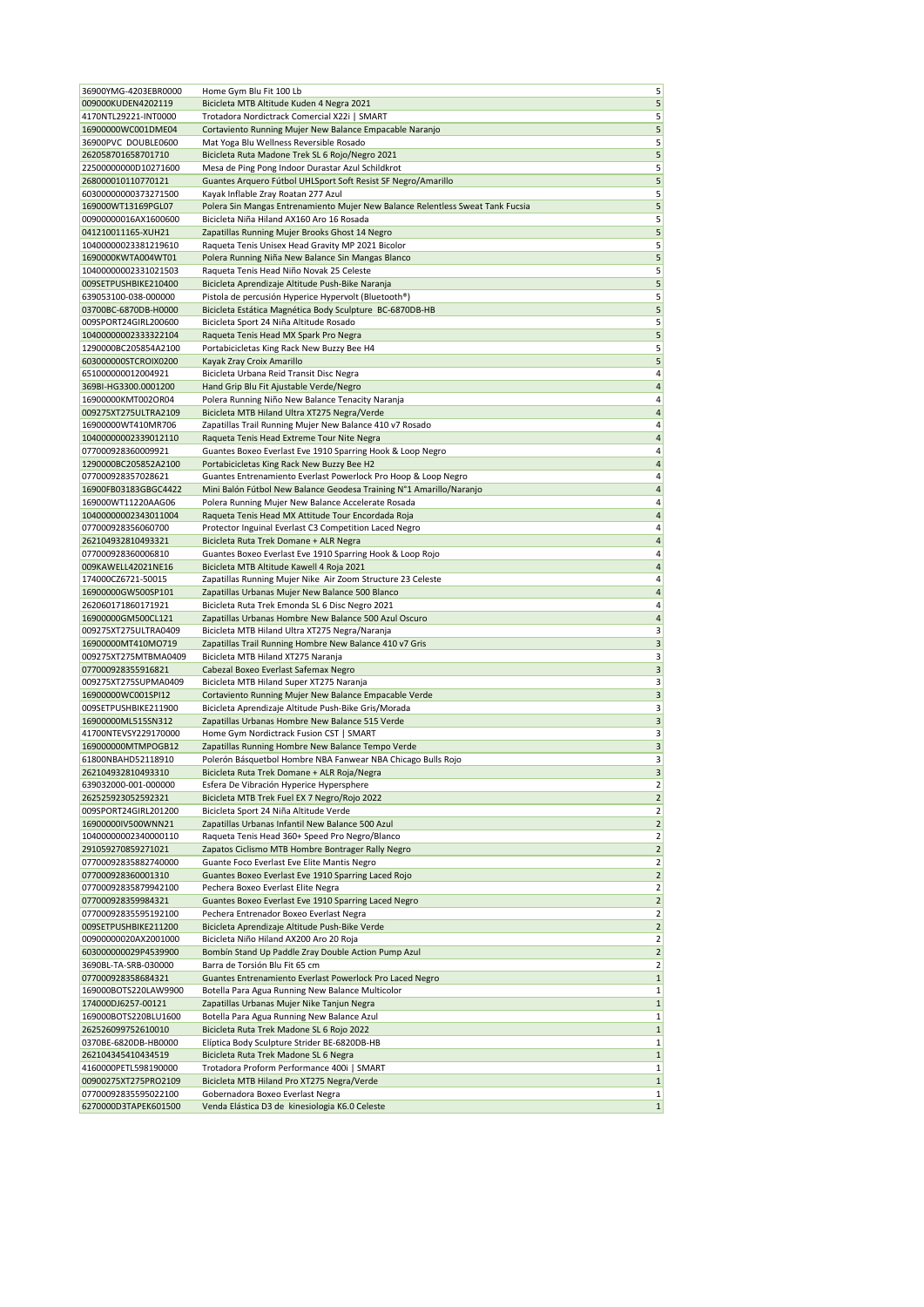| | | |
|---|---|---|
| 36900YMG-4203EBR0000 | Home Gym Blu Fit 100 Lb | 5 |
| 009000KUDEN4202119 | Bicicleta MTB Altitude Kuden 4 Negra 2021 | 5 |
| 4170NTL29221-INT0000 | Trotadora Nordictrack Comercial X22i \| SMART | 5 |
| 16900000WC001DME04 | Cortaviento Running Mujer New Balance Empacable Naranjo | 5 |
| 36900PVC DOUBLE0600 | Mat Yoga Blu Wellness Reversible Rosado | 5 |
| 262058701658701710 | Bicicleta Ruta Madone Trek SL 6 Rojo/Negro 2021 | 5 |
| 22500000000D10271600 | Mesa de Ping Pong Indoor Durastar Azul Schildkrot | 5 |
| 268000010110770121 | Guantes Arquero Fútbol UHLSport Soft Resist SF Negro/Amarillo | 5 |
| 60300000000373271500 | Kayak Inflable Zray Roatan 277 Azul | 5 |
| 169000WT13169PGL07 | Polera Sin Mangas Entrenamiento Mujer New Balance Relentless Sweat Tank Fucsia | 5 |
| 00900000016AX1600600 | Bicicleta Niña Hiland AX160 Aro 16 Rosada | 5 |
| 041210011165-XUH21 | Zapatillas Running Mujer Brooks Ghost 14 Negro | 5 |
| 10400000023381219610 | Raqueta Tenis Unisex Head Gravity MP 2021 Bicolor | 5 |
| 1690000KWTA004WT01 | Polera Running Niña New Balance Sin Mangas Blanco | 5 |
| 10400000002331021503 | Raqueta Tenis Head Niño Novak 25 Celeste | 5 |
| 009SETPUSHBIKE210400 | Bicicleta Aprendizaje Altitude Push-Bike Naranja | 5 |
| 639053100-038-000000 | Pistola de percusión Hyperice Hypervolt (Bluetooth®) | 5 |
| 03700BC-6870DB-H0000 | Bicicleta Estática Magnética Body Sculpture BC-6870DB-HB | 5 |
| 009SPORT24GIRL200600 | Bicicleta Sport 24 Niña Altitude Rosado | 5 |
| 10400000002333322104 | Raqueta Tenis Head MX Spark Pro Negra | 5 |
| 1290000BC205854A2100 | Portabicicletas King Rack New Buzzy Bee H4 | 5 |
| 603000000STCROIX0200 | Kayak Zray Croix Amarillo | 5 |
| 651000000012004921 | Bicicleta Urbana Reid Transit Disc Negra | 4 |
| 369BI-HG3300.0001200 | Hand Grip Blu Fit Ajustable Verde/Negro | 4 |
| 16900000KMT002OR04 | Polera Running Niño New Balance Tenacity Naranja | 4 |
| 009275XT275ULTRA2109 | Bicicleta MTB Hiland Ultra XT275 Negra/Verde | 4 |
| 16900000WT410MR706 | Zapatillas Trail Running Mujer New Balance 410 v7 Rosado | 4 |
| 10400000002339012110 | Raqueta Tenis Head Extreme Tour Nite Negra | 4 |
| 077000928360009921 | Guantes Boxeo Everlast Eve 1910 Sparring Hook & Loop Negro | 4 |
| 1290000BC205852A2100 | Portabicicletas King Rack New Buzzy Bee H2 | 4 |
| 077000928357028621 | Guantes Entrenamiento Everlast Powerlock Pro Hoop & Loop Negro | 4 |
| 16900FB03183GBGC4422 | Mini Balón Fútbol New Balance Geodesa Training N°1 Amarillo/Naranjo | 4 |
| 169000WT11220AAG06 | Polera Running Mujer New Balance Accelerate Rosada | 4 |
| 10400000002343011004 | Raqueta Tenis Head MX Attitude Tour Encordada Roja | 4 |
| 077000928356060700 | Protector Inguinal Everlast C3 Competition Laced Negro | 4 |
| 262104932810493321 | Bicicleta Ruta Trek Domane + ALR Negra | 4 |
| 077000928360006810 | Guantes Boxeo Everlast Eve 1910 Sparring Hook & Loop Rojo | 4 |
| 009KAWELL42021NE16 | Bicicleta MTB Altitude Kawell 4 Roja 2021 | 4 |
| 174000CZ6721-50015 | Zapatillas Running Mujer Nike Air Zoom Structure 23 Celeste | 4 |
| 16900000GW500SP101 | Zapatillas Urbanas Mujer New Balance 500 Blanco | 4 |
| 262060171860171921 | Bicicleta Ruta Trek Emonda SL 6 Disc Negro 2021 | 4 |
| 16900000GM500CL121 | Zapatillas Urbanas Hombre New Balance 500 Azul Oscuro | 4 |
| 009275XT275ULTRA0409 | Bicicleta MTB Hiland Ultra XT275 Negra/Naranja | 3 |
| 16900000MT410MO719 | Zapatillas Trail Running Hombre New Balance 410 v7 Gris | 3 |
| 009275XT275MTBMA0409 | Bicicleta MTB Hiland XT275 Naranja | 3 |
| 077000928355916821 | Cabezal Boxeo Everlast Safemax Negro | 3 |
| 009275XT275SUPMA0409 | Bicicleta MTB Hiland Super XT275 Naranja | 3 |
| 16900000WC001SPI12 | Cortaviento Running Mujer New Balance Empacable Verde | 3 |
| 009SETPUSHBIKE211900 | Bicicleta Aprendizaje Altitude Push-Bike Gris/Morada | 3 |
| 16900000ML515SN312 | Zapatillas Urbanas Hombre New Balance 515 Verde | 3 |
| 41700NTEVSY229170000 | Home Gym Nordictrack Fusion CST \| SMART | 3 |
| 169000000MTMPOGB12 | Zapatillas Running Hombre New Balance Tempo Verde | 3 |
| 61800NBAHD52118910 | Polerón Básquetbol Hombre NBA Fanwear NBA Chicago Bulls Rojo | 3 |
| 262104932810493310 | Bicicleta Ruta Trek Domane + ALR Roja/Negra | 3 |
| 639032000-001-000000 | Esfera De Vibración Hyperice Hypersphere | 2 |
| 262525923052592321 | Bicicleta MTB Trek Fuel EX 7 Negro/Rojo 2022 | 2 |
| 009SPORT24GIRL201200 | Bicicleta Sport 24 Niña Altitude Verde | 2 |
| 16900000IV500WNN21 | Zapatillas Urbanas Infantil New Balance 500 Azul | 2 |
| 10400000002340000110 | Raqueta Tenis Head 360+ Speed Pro Negro/Blanco | 2 |
| 291059270859271021 | Zapatos Ciclismo MTB Hombre Bontrager Rally Negro | 2 |
| 07700092835882740000 | Guante Foco Everlast Eve Elite Mantis Negro | 2 |
| 077000928360001310 | Guantes Boxeo Everlast Eve 1910 Sparring Laced Rojo | 2 |
| 07700092835879942100 | Pechera Boxeo Everlast Elite Negra | 2 |
| 077000928359984321 | Guantes Boxeo Everlast Eve 1910 Sparring Laced Negro | 2 |
| 07700092835595192100 | Pechera Entrenador Boxeo Everlast Negra | 2 |
| 009SETPUSHBIKE211200 | Bicicleta Aprendizaje Altitude Push-Bike Verde | 2 |
| 00900000020AX2001000 | Bicicleta Niño Hiland AX200 Aro 20 Roja | 2 |
| 6030000000029P4539900 | Bombín Stand Up Paddle Zray Double Action Pump Azul | 2 |
| 3690BL-TA-SRB-030000 | Barra de Torsión Blu Fit 65 cm | 2 |
| 077000928358684321 | Guantes Entrenamiento Everlast Powerlock Pro Laced Negro | 1 |
| 169000BOTS220LAW9900 | Botella Para Agua Running New Balance Multicolor | 1 |
| 174000DJ6257-00121 | Zapatillas Urbanas Mujer Nike Tanjun Negra | 1 |
| 169000BOTS220BLU1600 | Botella Para Agua Running New Balance Azul | 1 |
| 262526099752610010 | Bicicleta Ruta Trek Madone SL 6 Rojo 2022 | 1 |
| 0370BE-6820DB-HB0000 | Elíptica Body Sculpture Strider BE-6820DB-HB | 1 |
| 262104345410434519 | Bicicleta Ruta Trek Madone SL 6 Negra | 1 |
| 4160000PETL598190000 | Trotadora Proform Performance 400i \| SMART | 1 |
| 00900275XT275PRO2109 | Bicicleta MTB Hiland Pro XT275 Negra/Verde | 1 |
| 07700092835595022100 | Gobernadora Boxeo Everlast Negra | 1 |
| 6270000D3TAPEK601500 | Venda Elástica D3 de kinesiología K6.0 Celeste | 1 |